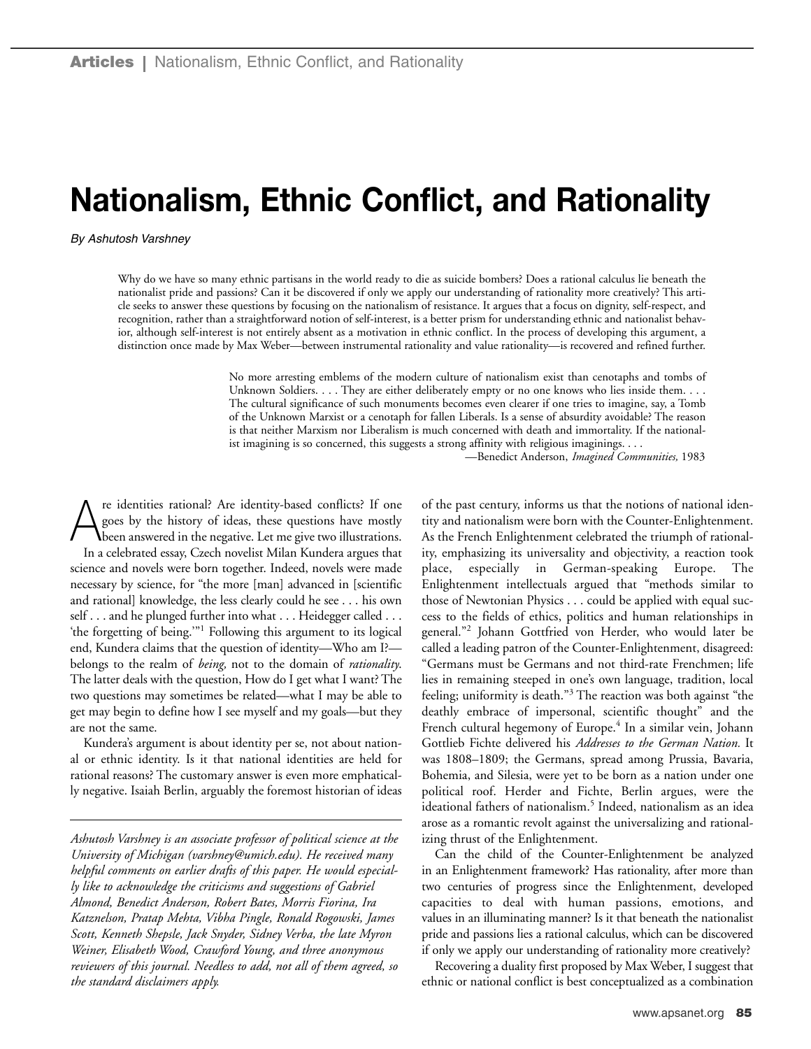# Nationalism, Ethnic Conflict, and Rationality

*By Ashutosh Varshney*

Why do we have so many ethnic partisans in the world ready to die as suicide bombers? Does a rational calculus lie beneath the nationalist pride and passions? Can it be discovered if only we apply our understanding of rationality more creatively? This article seeks to answer these questions by focusing on the nationalism of resistance. It argues that a focus on dignity, self-respect, and recognition, rather than a straightforward notion of self-interest, is a better prism for understanding ethnic and nationalist behavior, although self-interest is not entirely absent as a motivation in ethnic conflict. In the process of developing this argument, a distinction once made by Max Weber—between instrumental rationality and value rationality—is recovered and refined further.

> No more arresting emblems of the modern culture of nationalism exist than cenotaphs and tombs of Unknown Soldiers. . . . They are either deliberately empty or no one knows who lies inside them. . . . The cultural significance of such monuments becomes even clearer if one tries to imagine, say, a Tomb of the Unknown Marxist or a cenotaph for fallen Liberals. Is a sense of absurdity avoidable? The reason is that neither Marxism nor Liberalism is much concerned with death and immortality. If the nationalist imagining is so concerned, this suggests a strong affinity with religious imaginings. . . .
>
> —Benedict Anderson, *Imagined Communities,* 1983

Are identities rational? Are identity-based conflicts? If one goes by the history of ideas, these questions have mostly been answered in the negative. Let me give two illustrations.

In a celebrated essay, Czech novelist Milan Kundera argues that science and novels were born together. Indeed, novels were made necessary by science, for "the more [man] advanced in [scientific and rational] knowledge, the less clearly could he see . . . his own self . . . and he plunged further into what . . . Heidegger called . . . 'the forgetting of being.'"[1] Following this argument to its logical end, Kundera claims that the question of identity—Who am I?—belongs to the realm of *being,* not to the domain of *rationality.* The latter deals with the question, How do I get what I want? The two questions may sometimes be related—what I may be able to get may begin to define how I see myself and my goals—but they are not the same.

Kundera's argument is about identity per se, not about national or ethnic identity. Is it that national identities are held for rational reasons? The customary answer is even more emphatically negative. Isaiah Berlin, arguably the foremost historian of ideas of the past century, informs us that the notions of national identity and nationalism were born with the Counter-Enlightenment. As the French Enlightenment celebrated the triumph of rationality, emphasizing its universality and objectivity, a reaction took place, especially in German-speaking Europe. The Enlightenment intellectuals argued that "methods similar to those of Newtonian Physics . . . could be applied with equal success to the fields of ethics, politics and human relationships in general."[2] Johann Gottfried von Herder, who would later be called a leading patron of the Counter-Enlightenment, disagreed: "Germans must be Germans and not third-rate Frenchmen; life lies in remaining steeped in one's own language, tradition, local feeling; uniformity is death."[3] The reaction was both against "the deathly embrace of impersonal, scientific thought" and the French cultural hegemony of Europe.[4] In a similar vein, Johann Gottlieb Fichte delivered his *Addresses to the German Nation.* It was 1808–1809; the Germans, spread among Prussia, Bavaria, Bohemia, and Silesia, were yet to be born as a nation under one political roof. Herder and Fichte, Berlin argues, were the ideational fathers of nationalism.[5] Indeed, nationalism as an idea arose as a romantic revolt against the universalizing and rationalizing thrust of the Enlightenment.

Can the child of the Counter-Enlightenment be analyzed in an Enlightenment framework? Has rationality, after more than two centuries of progress since the Enlightenment, developed capacities to deal with human passions, emotions, and values in an illuminating manner? Is it that beneath the nationalist pride and passions lies a rational calculus, which can be discovered if only we apply our understanding of rationality more creatively?

Recovering a duality first proposed by Max Weber, I suggest that ethnic or national conflict is best conceptualized as a combination

---

*Ashutosh Varshney is an associate professor of political science at the University of Michigan (varshney@umich.edu). He received many helpful comments on earlier drafts of this paper. He would especially like to acknowledge the criticisms and suggestions of Gabriel Almond, Benedict Anderson, Robert Bates, Morris Fiorina, Ira Katznelson, Pratap Mehta, Vibha Pingle, Ronald Rogowski, James Scott, Kenneth Shepsle, Jack Snyder, Sidney Verba, the late Myron Weiner, Elisabeth Wood, Crawford Young, and three anonymous reviewers of this journal. Needless to add, not all of them agreed, so the standard disclaimers apply.*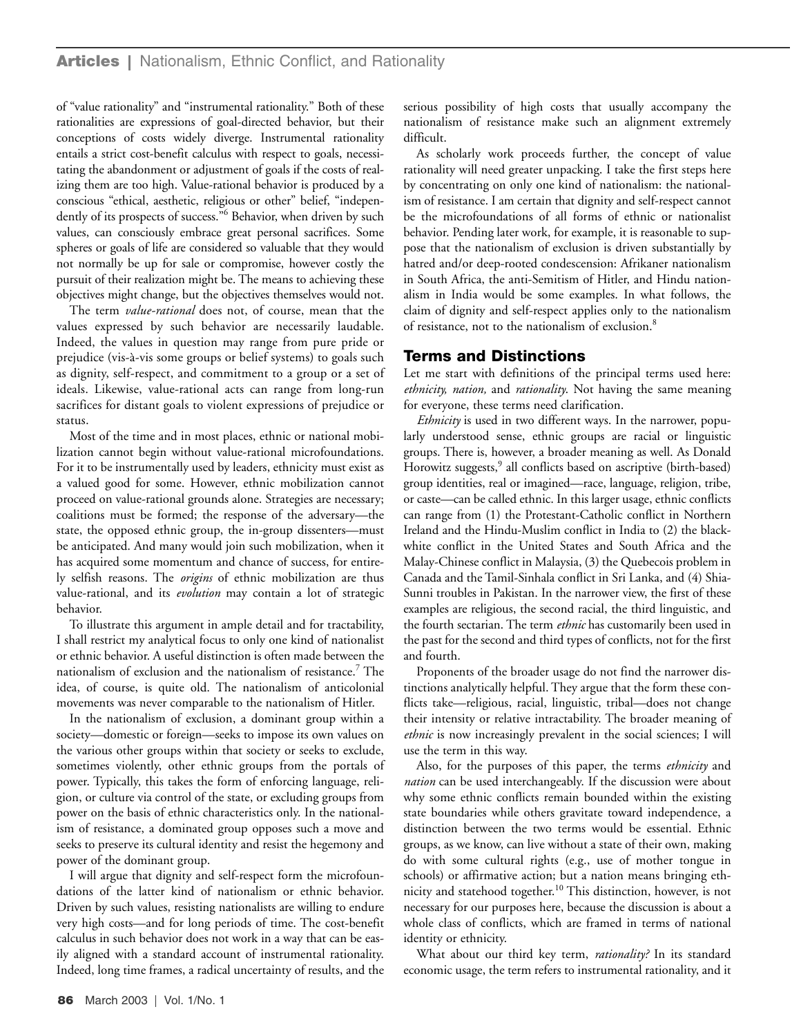of "value rationality" and "instrumental rationality." Both of these rationalities are expressions of goal-directed behavior, but their conceptions of costs widely diverge. Instrumental rationality entails a strict cost-benefit calculus with respect to goals, necessitating the abandonment or adjustment of goals if the costs of realizing them are too high. Value-rational behavior is produced by a conscious "ethical, aesthetic, religious or other" belief, "independently of its prospects of success."[6] Behavior, when driven by such values, can consciously embrace great personal sacrifices. Some spheres or goals of life are considered so valuable that they would not normally be up for sale or compromise, however costly the pursuit of their realization might be. The means to achieving these objectives might change, but the objectives themselves would not.

The term *value-rational* does not, of course, mean that the values expressed by such behavior are necessarily laudable. Indeed, the values in question may range from pure pride or prejudice (vis-à-vis some groups or belief systems) to goals such as dignity, self-respect, and commitment to a group or a set of ideals. Likewise, value-rational acts can range from long-run sacrifices for distant goals to violent expressions of prejudice or status.

Most of the time and in most places, ethnic or national mobilization cannot begin without value-rational microfoundations. For it to be instrumentally used by leaders, ethnicity must exist as a valued good for some. However, ethnic mobilization cannot proceed on value-rational grounds alone. Strategies are necessary; coalitions must be formed; the response of the adversary—the state, the opposed ethnic group, the in-group dissenters—must be anticipated. And many would join such mobilization, when it has acquired some momentum and chance of success, for entirely selfish reasons. The *origins* of ethnic mobilization are thus value-rational, and its *evolution* may contain a lot of strategic behavior.

To illustrate this argument in ample detail and for tractability, I shall restrict my analytical focus to only one kind of nationalist or ethnic behavior. A useful distinction is often made between the nationalism of exclusion and the nationalism of resistance.[7] The idea, of course, is quite old. The nationalism of anticolonial movements was never comparable to the nationalism of Hitler.

In the nationalism of exclusion, a dominant group within a society—domestic or foreign—seeks to impose its own values on the various other groups within that society or seeks to exclude, sometimes violently, other ethnic groups from the portals of power. Typically, this takes the form of enforcing language, religion, or culture via control of the state, or excluding groups from power on the basis of ethnic characteristics only. In the nationalism of resistance, a dominated group opposes such a move and seeks to preserve its cultural identity and resist the hegemony and power of the dominant group.

I will argue that dignity and self-respect form the microfoundations of the latter kind of nationalism or ethnic behavior. Driven by such values, resisting nationalists are willing to endure very high costs—and for long periods of time. The cost-benefit calculus in such behavior does not work in a way that can be easily aligned with a standard account of instrumental rationality. Indeed, long time frames, a radical uncertainty of results, and the serious possibility of high costs that usually accompany the nationalism of resistance make such an alignment extremely difficult.

As scholarly work proceeds further, the concept of value rationality will need greater unpacking. I take the first steps here by concentrating on only one kind of nationalism: the nationalism of resistance. I am certain that dignity and self-respect cannot be the microfoundations of all forms of ethnic or nationalist behavior. Pending later work, for example, it is reasonable to suppose that the nationalism of exclusion is driven substantially by hatred and/or deep-rooted condescension: Afrikaner nationalism in South Africa, the anti-Semitism of Hitler, and Hindu nationalism in India would be some examples. In what follows, the claim of dignity and self-respect applies only to the nationalism of resistance, not to the nationalism of exclusion.[8]

## Terms and Distinctions

Let me start with definitions of the principal terms used here: *ethnicity, nation,* and *rationality*. Not having the same meaning for everyone, these terms need clarification.

*Ethnicity* is used in two different ways. In the narrower, popularly understood sense, ethnic groups are racial or linguistic groups. There is, however, a broader meaning as well. As Donald Horowitz suggests,[9] all conflicts based on ascriptive (birth-based) group identities, real or imagined—race, language, religion, tribe, or caste—can be called ethnic. In this larger usage, ethnic conflicts can range from (1) the Protestant-Catholic conflict in Northern Ireland and the Hindu-Muslim conflict in India to (2) the black-white conflict in the United States and South Africa and the Malay-Chinese conflict in Malaysia, (3) the Quebecois problem in Canada and the Tamil-Sinhala conflict in Sri Lanka, and (4) Shia-Sunni troubles in Pakistan. In the narrower view, the first of these examples are religious, the second racial, the third linguistic, and the fourth sectarian. The term *ethnic* has customarily been used in the past for the second and third types of conflicts, not for the first and fourth.

Proponents of the broader usage do not find the narrower distinctions analytically helpful. They argue that the form these conflicts take—religious, racial, linguistic, tribal—does not change their intensity or relative intractability. The broader meaning of *ethnic* is now increasingly prevalent in the social sciences; I will use the term in this way.

Also, for the purposes of this paper, the terms *ethnicity* and *nation* can be used interchangeably. If the discussion were about why some ethnic conflicts remain bounded within the existing state boundaries while others gravitate toward independence, a distinction between the two terms would be essential. Ethnic groups, as we know, can live without a state of their own, making do with some cultural rights (e.g., use of mother tongue in schools) or affirmative action; but a nation means bringing ethnicity and statehood together.[10] This distinction, however, is not necessary for our purposes here, because the discussion is about a whole class of conflicts, which are framed in terms of national identity or ethnicity.

What about our third key term, *rationality?* In its standard economic usage, the term refers to instrumental rationality, and it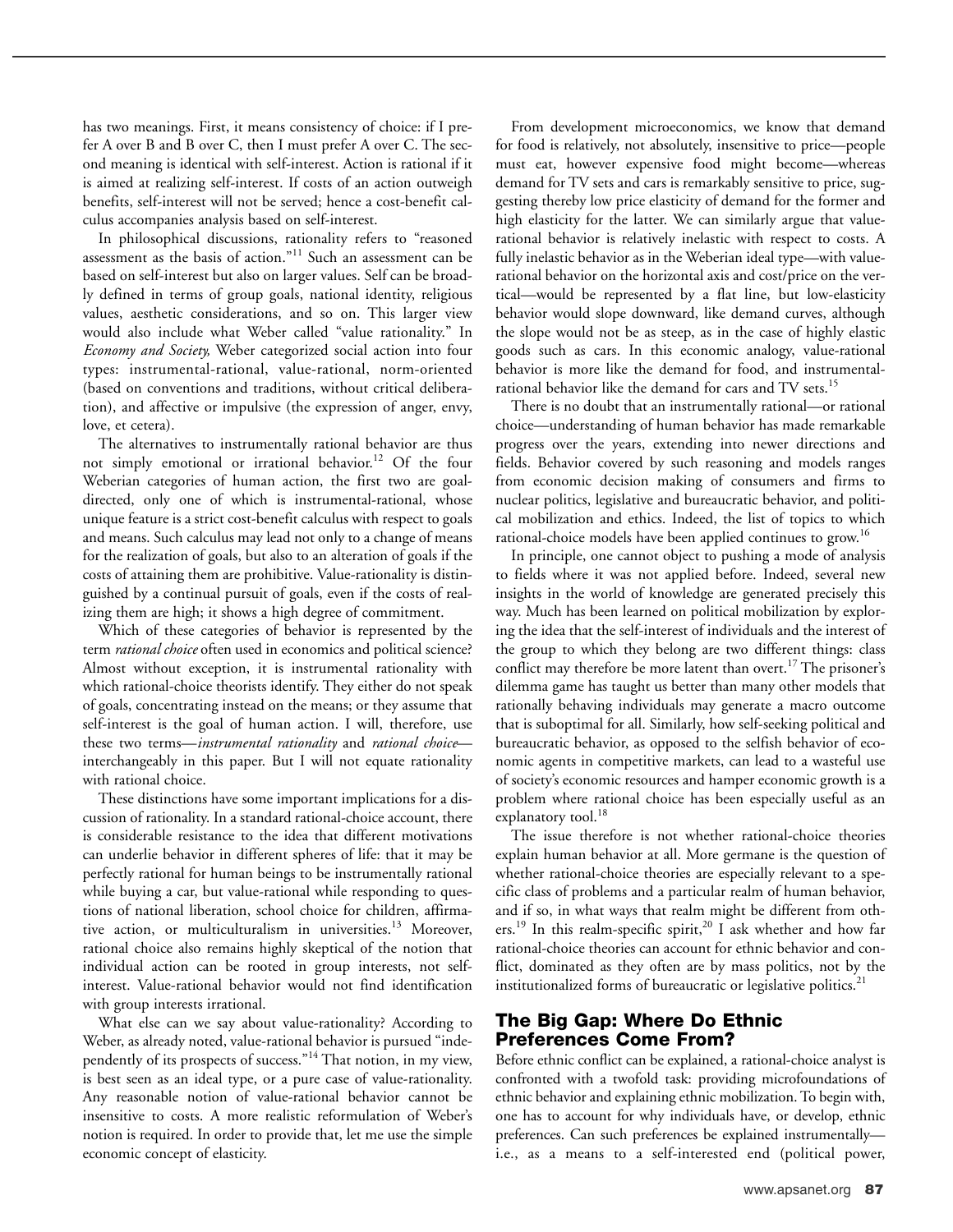has two meanings. First, it means consistency of choice: if I prefer A over B and B over C, then I must prefer A over C. The second meaning is identical with self-interest. Action is rational if it is aimed at realizing self-interest. If costs of an action outweigh benefits, self-interest will not be served; hence a cost-benefit calculus accompanies analysis based on self-interest.

In philosophical discussions, rationality refers to "reasoned assessment as the basis of action."[11] Such an assessment can be based on self-interest but also on larger values. Self can be broadly defined in terms of group goals, national identity, religious values, aesthetic considerations, and so on. This larger view would also include what Weber called "value rationality." In *Economy and Society,* Weber categorized social action into four types: instrumental-rational, value-rational, norm-oriented (based on conventions and traditions, without critical deliberation), and affective or impulsive (the expression of anger, envy, love, et cetera).

The alternatives to instrumentally rational behavior are thus not simply emotional or irrational behavior.[12] Of the four Weberian categories of human action, the first two are goal-directed, only one of which is instrumental-rational, whose unique feature is a strict cost-benefit calculus with respect to goals and means. Such calculus may lead not only to a change of means for the realization of goals, but also to an alteration of goals if the costs of attaining them are prohibitive. Value-rationality is distinguished by a continual pursuit of goals, even if the costs of realizing them are high; it shows a high degree of commitment.

Which of these categories of behavior is represented by the term *rational choice* often used in economics and political science? Almost without exception, it is instrumental rationality with which rational-choice theorists identify. They either do not speak of goals, concentrating instead on the means; or they assume that self-interest is the goal of human action. I will, therefore, use these two terms—*instrumental rationality* and *rational choice*—interchangeably in this paper. But I will not equate rationality with rational choice.

These distinctions have some important implications for a discussion of rationality. In a standard rational-choice account, there is considerable resistance to the idea that different motivations can underlie behavior in different spheres of life: that it may be perfectly rational for human beings to be instrumentally rational while buying a car, but value-rational while responding to questions of national liberation, school choice for children, affirmative action, or multiculturalism in universities.[13] Moreover, rational choice also remains highly skeptical of the notion that individual action can be rooted in group interests, not self-interest. Value-rational behavior would not find identification with group interests irrational.

What else can we say about value-rationality? According to Weber, as already noted, value-rational behavior is pursued "independently of its prospects of success."[14] That notion, in my view, is best seen as an ideal type, or a pure case of value-rationality. Any reasonable notion of value-rational behavior cannot be insensitive to costs. A more realistic reformulation of Weber's notion is required. In order to provide that, let me use the simple economic concept of elasticity.

From development microeconomics, we know that demand for food is relatively, not absolutely, insensitive to price—people must eat, however expensive food might become—whereas demand for TV sets and cars is remarkably sensitive to price, suggesting thereby low price elasticity of demand for the former and high elasticity for the latter. We can similarly argue that value-rational behavior is relatively inelastic with respect to costs. A fully inelastic behavior as in the Weberian ideal type—with value-rational behavior on the horizontal axis and cost/price on the vertical—would be represented by a flat line, but low-elasticity behavior would slope downward, like demand curves, although the slope would not be as steep, as in the case of highly elastic goods such as cars. In this economic analogy, value-rational behavior is more like the demand for food, and instrumental-rational behavior like the demand for cars and TV sets.[15]

There is no doubt that an instrumentally rational—or rational choice—understanding of human behavior has made remarkable progress over the years, extending into newer directions and fields. Behavior covered by such reasoning and models ranges from economic decision making of consumers and firms to nuclear politics, legislative and bureaucratic behavior, and political mobilization and ethics. Indeed, the list of topics to which rational-choice models have been applied continues to grow.[16]

In principle, one cannot object to pushing a mode of analysis to fields where it was not applied before. Indeed, several new insights in the world of knowledge are generated precisely this way. Much has been learned on political mobilization by exploring the idea that the self-interest of individuals and the interest of the group to which they belong are two different things: class conflict may therefore be more latent than overt.[17] The prisoner's dilemma game has taught us better than many other models that rationally behaving individuals may generate a macro outcome that is suboptimal for all. Similarly, how self-seeking political and bureaucratic behavior, as opposed to the selfish behavior of economic agents in competitive markets, can lead to a wasteful use of society's economic resources and hamper economic growth is a problem where rational choice has been especially useful as an explanatory tool.[18]

The issue therefore is not whether rational-choice theories explain human behavior at all. More germane is the question of whether rational-choice theories are especially relevant to a specific class of problems and a particular realm of human behavior, and if so, in what ways that realm might be different from others.[19] In this realm-specific spirit,[20] I ask whether and how far rational-choice theories can account for ethnic behavior and conflict, dominated as they often are by mass politics, not by the institutionalized forms of bureaucratic or legislative politics.[21]

## The Big Gap: Where Do Ethnic Preferences Come From?

Before ethnic conflict can be explained, a rational-choice analyst is confronted with a twofold task: providing microfoundations of ethnic behavior and explaining ethnic mobilization. To begin with, one has to account for why individuals have, or develop, ethnic preferences. Can such preferences be explained instrumentally—i.e., as a means to a self-interested end (political power,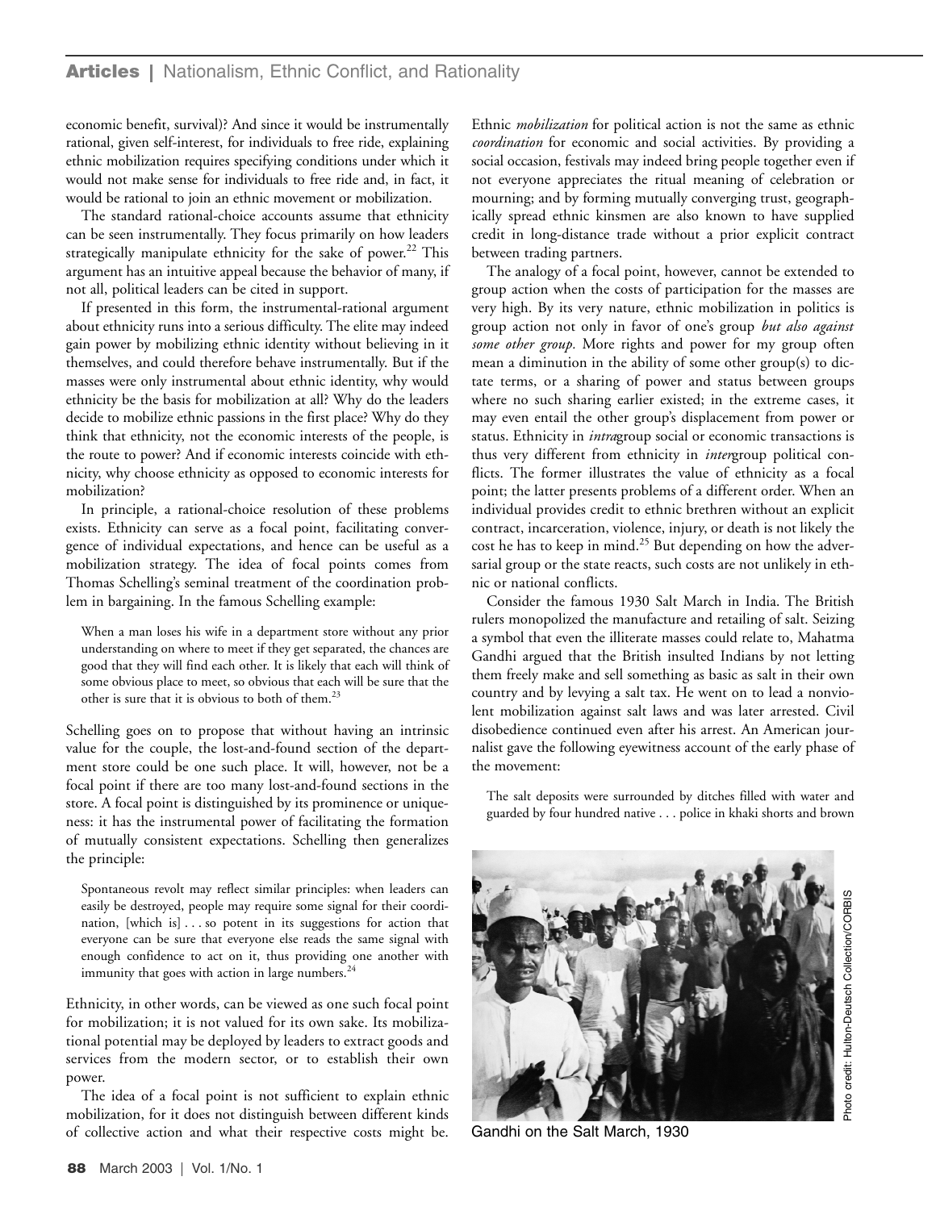economic benefit, survival)? And since it would be instrumentally rational, given self-interest, for individuals to free ride, explaining ethnic mobilization requires specifying conditions under which it would not make sense for individuals to free ride and, in fact, it would be rational to join an ethnic movement or mobilization.

The standard rational-choice accounts assume that ethnicity can be seen instrumentally. They focus primarily on how leaders strategically manipulate ethnicity for the sake of power.[22] This argument has an intuitive appeal because the behavior of many, if not all, political leaders can be cited in support.

If presented in this form, the instrumental-rational argument about ethnicity runs into a serious difficulty. The elite may indeed gain power by mobilizing ethnic identity without believing in it themselves, and could therefore behave instrumentally. But if the masses were only instrumental about ethnic identity, why would ethnicity be the basis for mobilization at all? Why do the leaders decide to mobilize ethnic passions in the first place? Why do they think that ethnicity, not the economic interests of the people, is the route to power? And if economic interests coincide with ethnicity, why choose ethnicity as opposed to economic interests for mobilization?

In principle, a rational-choice resolution of these problems exists. Ethnicity can serve as a focal point, facilitating convergence of individual expectations, and hence can be useful as a mobilization strategy. The idea of focal points comes from Thomas Schelling's seminal treatment of the coordination problem in bargaining. In the famous Schelling example:

> When a man loses his wife in a department store without any prior understanding on where to meet if they get separated, the chances are good that they will find each other. It is likely that each will think of some obvious place to meet, so obvious that each will be sure that the other is sure that it is obvious to both of them.[23]

Schelling goes on to propose that without having an intrinsic value for the couple, the lost-and-found section of the department store could be one such place. It will, however, not be a focal point if there are too many lost-and-found sections in the store. A focal point is distinguished by its prominence or uniqueness: it has the instrumental power of facilitating the formation of mutually consistent expectations. Schelling then generalizes the principle:

> Spontaneous revolt may reflect similar principles: when leaders can easily be destroyed, people may require some signal for their coordination, [which is] . . . so potent in its suggestions for action that everyone can be sure that everyone else reads the same signal with enough confidence to act on it, thus providing one another with immunity that goes with action in large numbers.[24]

Ethnicity, in other words, can be viewed as one such focal point for mobilization; it is not valued for its own sake. Its mobilizational potential may be deployed by leaders to extract goods and services from the modern sector, or to establish their own power.

The idea of a focal point is not sufficient to explain ethnic mobilization, for it does not distinguish between different kinds of collective action and what their respective costs might be. Ethnic *mobilization* for political action is not the same as ethnic *coordination* for economic and social activities. By providing a social occasion, festivals may indeed bring people together even if not everyone appreciates the ritual meaning of celebration or mourning; and by forming mutually converging trust, geographically spread ethnic kinsmen are also known to have supplied credit in long-distance trade without a prior explicit contract between trading partners.

The analogy of a focal point, however, cannot be extended to group action when the costs of participation for the masses are very high. By its very nature, ethnic mobilization in politics is group action not only in favor of one's group *but also against some other group*. More rights and power for my group often mean a diminution in the ability of some other group(s) to dictate terms, or a sharing of power and status between groups where no such sharing earlier existed; in the extreme cases, it may even entail the other group's displacement from power or status. Ethnicity in *intra*group social or economic transactions is thus very different from ethnicity in *inter*group political conflicts. The former illustrates the value of ethnicity as a focal point; the latter presents problems of a different order. When an individual provides credit to ethnic brethren without an explicit contract, incarceration, violence, injury, or death is not likely the cost he has to keep in mind.[25] But depending on how the adversarial group or the state reacts, such costs are not unlikely in ethnic or national conflicts.

Consider the famous 1930 Salt March in India. The British rulers monopolized the manufacture and retailing of salt. Seizing a symbol that even the illiterate masses could relate to, Mahatma Gandhi argued that the British insulted Indians by not letting them freely make and sell something as basic as salt in their own country and by levying a salt tax. He went on to lead a nonviolent mobilization against salt laws and was later arrested. Civil disobedience continued even after his arrest. An American journalist gave the following eyewitness account of the early phase of the movement:

> The salt deposits were surrounded by ditches filled with water and guarded by four hundred native . . . police in khaki shorts and brown

Gandhi on the Salt March, 1930

Photo credit: Hulton-Deutsch Collection/CORBIS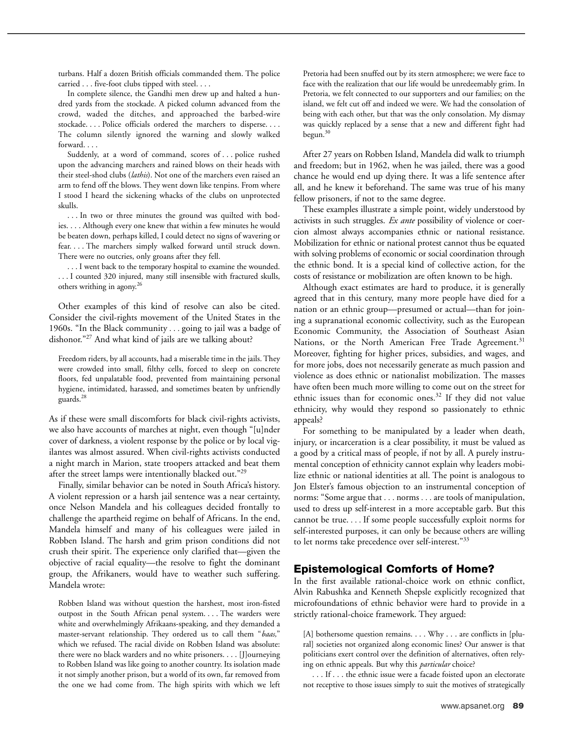turbans. Half a dozen British officials commanded them. The police carried . . . five-foot clubs tipped with steel. . . .

In complete silence, the Gandhi men drew up and halted a hundred yards from the stockade. A picked column advanced from the crowd, waded the ditches, and approached the barbed-wire stockade. . . . Police officials ordered the marchers to disperse. . . . The column silently ignored the warning and slowly walked forward. . . .

Suddenly, at a word of command, scores of . . . police rushed upon the advancing marchers and rained blows on their heads with their steel-shod clubs (*lathis*). Not one of the marchers even raised an arm to fend off the blows. They went down like tenpins. From where I stood I heard the sickening whacks of the clubs on unprotected skulls.

. . . In two or three minutes the ground was quilted with bodies. . . . Although every one knew that within a few minutes he would be beaten down, perhaps killed, I could detect no signs of wavering or fear. . . . The marchers simply walked forward until struck down. There were no outcries, only groans after they fell.

. . . I went back to the temporary hospital to examine the wounded. . . . I counted 320 injured, many still insensible with fractured skulls, others writhing in agony.[26]

Other examples of this kind of resolve can also be cited. Consider the civil-rights movement of the United States in the 1960s. "In the Black community . . . going to jail was a badge of dishonor."[27] And what kind of jails are we talking about?

> Freedom riders, by all accounts, had a miserable time in the jails. They were crowded into small, filthy cells, forced to sleep on concrete floors, fed unpalatable food, prevented from maintaining personal hygiene, intimidated, harassed, and sometimes beaten by unfriendly guards.[28]

As if these were small discomforts for black civil-rights activists, we also have accounts of marches at night, even though "[u]nder cover of darkness, a violent response by the police or by local vigilantes was almost assured. When civil-rights activists conducted a night march in Marion, state troopers attacked and beat them after the street lamps were intentionally blacked out."[29]

Finally, similar behavior can be noted in South Africa's history. A violent repression or a harsh jail sentence was a near certainty, once Nelson Mandela and his colleagues decided frontally to challenge the apartheid regime on behalf of Africans. In the end, Mandela himself and many of his colleagues were jailed in Robben Island. The harsh and grim prison conditions did not crush their spirit. The experience only clarified that—given the objective of racial equality—the resolve to fight the dominant group, the Afrikaners, would have to weather such suffering. Mandela wrote:

> Robben Island was without question the harshest, most iron-fisted outpost in the South African penal system. . . . The warders were white and overwhelmingly Afrikaans-speaking, and they demanded a master-servant relationship. They ordered us to call them "*baas,*" which we refused. The racial divide on Robben Island was absolute: there were no black warders and no white prisoners. . . . [J]ourneying to Robben Island was like going to another country. Its isolation made it not simply another prison, but a world of its own, far removed from the one we had come from. The high spirits with which we left Pretoria had been snuffed out by its stern atmosphere; we were face to face with the realization that our life would be unredeemably grim. In Pretoria, we felt connected to our supporters and our families; on the island, we felt cut off and indeed we were. We had the consolation of being with each other, but that was the only consolation. My dismay was quickly replaced by a sense that a new and different fight had begun.[30]

After 27 years on Robben Island, Mandela did walk to triumph and freedom; but in 1962, when he was jailed, there was a good chance he would end up dying there. It was a life sentence after all, and he knew it beforehand. The same was true of his many fellow prisoners, if not to the same degree.

These examples illustrate a simple point, widely understood by activists in such struggles. *Ex ante* possibility of violence or coercion almost always accompanies ethnic or national resistance. Mobilization for ethnic or national protest cannot thus be equated with solving problems of economic or social coordination through the ethnic bond. It is a special kind of collective action, for the costs of resistance or mobilization are often known to be high.

Although exact estimates are hard to produce, it is generally agreed that in this century, many more people have died for a nation or an ethnic group—presumed or actual—than for joining a supranational economic collectivity, such as the European Economic Community, the Association of Southeast Asian Nations, or the North American Free Trade Agreement.[31] Moreover, fighting for higher prices, subsidies, and wages, and for more jobs, does not necessarily generate as much passion and violence as does ethnic or nationalist mobilization. The masses have often been much more willing to come out on the street for ethnic issues than for economic ones.[32] If they did not value ethnicity, why would they respond so passionately to ethnic appeals?

For something to be manipulated by a leader when death, injury, or incarceration is a clear possibility, it must be valued as a good by a critical mass of people, if not by all. A purely instrumental conception of ethnicity cannot explain why leaders mobilize ethnic or national identities at all. The point is analogous to Jon Elster's famous objection to an instrumental conception of norms: "Some argue that . . . norms . . . are tools of manipulation, used to dress up self-interest in a more acceptable garb. But this cannot be true. . . . If some people successfully exploit norms for self-interested purposes, it can only be because others are willing to let norms take precedence over self-interest."[33]

## Epistemological Comforts of Home?

In the first available rational-choice work on ethnic conflict, Alvin Rabushka and Kenneth Shepsle explicitly recognized that microfoundations of ethnic behavior were hard to provide in a strictly rational-choice framework. They argued:

> [A] bothersome question remains. . . . Why . . . are conflicts in [plural] societies not organized along economic lines? Our answer is that politicians exert control over the definition of alternatives, often relying on ethnic appeals. But why this *particular* choice?
>
> . . . If . . . the ethnic issue were a facade foisted upon an electorate not receptive to those issues simply to suit the motives of strategically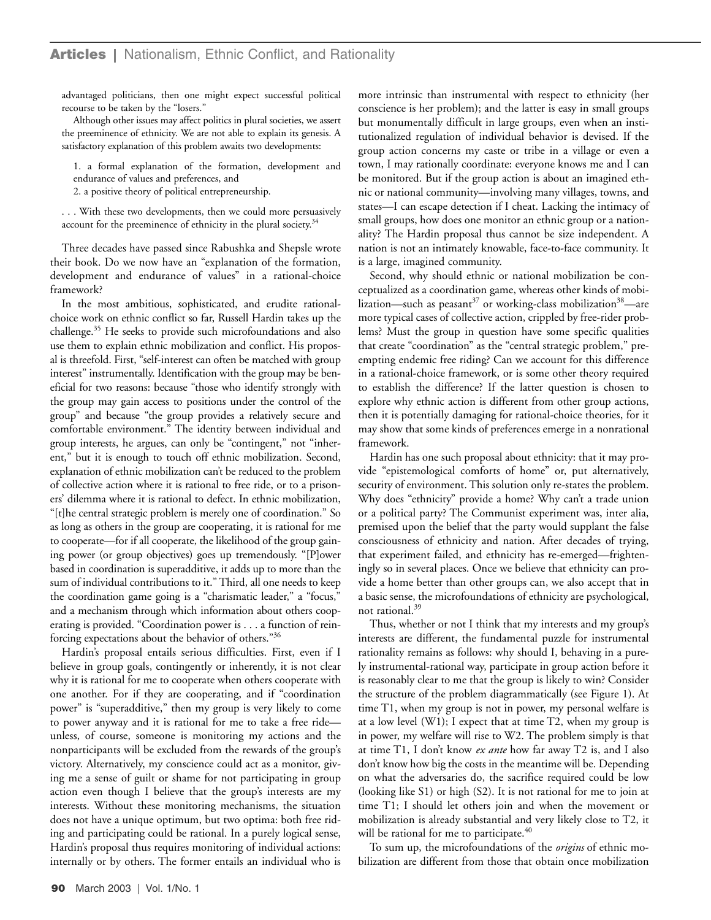advantaged politicians, then one might expect successful political recourse to be taken by the "losers."

Although other issues may affect politics in plural societies, we assert the preeminence of ethnicity. We are not able to explain its genesis. A satisfactory explanation of this problem awaits two developments:

1. a formal explanation of the formation, development and endurance of values and preferences, and
2. a positive theory of political entrepreneurship.

. . . With these two developments, then we could more persuasively account for the preeminence of ethnicity in the plural society.[34]

Three decades have passed since Rabushka and Shepsle wrote their book. Do we now have an "explanation of the formation, development and endurance of values" in a rational-choice framework?

In the most ambitious, sophisticated, and erudite rational-choice work on ethnic conflict so far, Russell Hardin takes up the challenge.[35] He seeks to provide such microfoundations and also use them to explain ethnic mobilization and conflict. His proposal is threefold. First, "self-interest can often be matched with group interest" instrumentally. Identification with the group may be beneficial for two reasons: because "those who identify strongly with the group may gain access to positions under the control of the group" and because "the group provides a relatively secure and comfortable environment." The identity between individual and group interests, he argues, can only be "contingent," not "inherent," but it is enough to touch off ethnic mobilization. Second, explanation of ethnic mobilization can't be reduced to the problem of collective action where it is rational to free ride, or to a prisoners' dilemma where it is rational to defect. In ethnic mobilization, "[t]he central strategic problem is merely one of coordination." So as long as others in the group are cooperating, it is rational for me to cooperate—for if all cooperate, the likelihood of the group gaining power (or group objectives) goes up tremendously. "[P]ower based in coordination is superadditive, it adds up to more than the sum of individual contributions to it." Third, all one needs to keep the coordination game going is a "charismatic leader," a "focus," and a mechanism through which information about others cooperating is provided. "Coordination power is . . . a function of reinforcing expectations about the behavior of others."[36]

Hardin's proposal entails serious difficulties. First, even if I believe in group goals, contingently or inherently, it is not clear why it is rational for me to cooperate when others cooperate with one another. For if they are cooperating, and if "coordination power" is "superadditive," then my group is very likely to come to power anyway and it is rational for me to take a free ride—unless, of course, someone is monitoring my actions and the nonparticipants will be excluded from the rewards of the group's victory. Alternatively, my conscience could act as a monitor, giving me a sense of guilt or shame for not participating in group action even though I believe that the group's interests are my interests. Without these monitoring mechanisms, the situation does not have a unique optimum, but two optima: both free riding and participating could be rational. In a purely logical sense, Hardin's proposal thus requires monitoring of individual actions: internally or by others. The former entails an individual who is more intrinsic than instrumental with respect to ethnicity (her conscience is her problem); and the latter is easy in small groups but monumentally difficult in large groups, even when an institutionalized regulation of individual behavior is devised. If the group action concerns my caste or tribe in a village or even a town, I may rationally coordinate: everyone knows me and I can be monitored. But if the group action is about an imagined ethnic or national community—involving many villages, towns, and states—I can escape detection if I cheat. Lacking the intimacy of small groups, how does one monitor an ethnic group or a nationality? The Hardin proposal thus cannot be size independent. A nation is not an intimately knowable, face-to-face community. It is a large, imagined community.

Second, why should ethnic or national mobilization be conceptualized as a coordination game, whereas other kinds of mobilization—such as peasant[37] or working-class mobilization[38]—are more typical cases of collective action, crippled by free-rider problems? Must the group in question have some specific qualities that create "coordination" as the "central strategic problem," preempting endemic free riding? Can we account for this difference in a rational-choice framework, or is some other theory required to establish the difference? If the latter question is chosen to explore why ethnic action is different from other group actions, then it is potentially damaging for rational-choice theories, for it may show that some kinds of preferences emerge in a nonrational framework.

Hardin has one such proposal about ethnicity: that it may provide "epistemological comforts of home" or, put alternatively, security of environment. This solution only re-states the problem. Why does "ethnicity" provide a home? Why can't a trade union or a political party? The Communist experiment was, inter alia, premised upon the belief that the party would supplant the false consciousness of ethnicity and nation. After decades of trying, that experiment failed, and ethnicity has re-emerged—frighteningly so in several places. Once we believe that ethnicity can provide a home better than other groups can, we also accept that in a basic sense, the microfoundations of ethnicity are psychological, not rational.[39]

Thus, whether or not I think that my interests and my group's interests are different, the fundamental puzzle for instrumental rationality remains as follows: why should I, behaving in a purely instrumental-rational way, participate in group action before it is reasonably clear to me that the group is likely to win? Consider the structure of the problem diagrammatically (see Figure 1). At time T1, when my group is not in power, my personal welfare is at a low level (W1); I expect that at time T2, when my group is in power, my welfare will rise to W2. The problem simply is that at time T1, I don't know *ex ante* how far away T2 is, and I also don't know how big the costs in the meantime will be. Depending on what the adversaries do, the sacrifice required could be low (looking like S1) or high (S2). It is not rational for me to join at time T1; I should let others join and when the movement or mobilization is already substantial and very likely close to T2, it will be rational for me to participate.[40]

To sum up, the microfoundations of the *origins* of ethnic mobilization are different from those that obtain once mobilization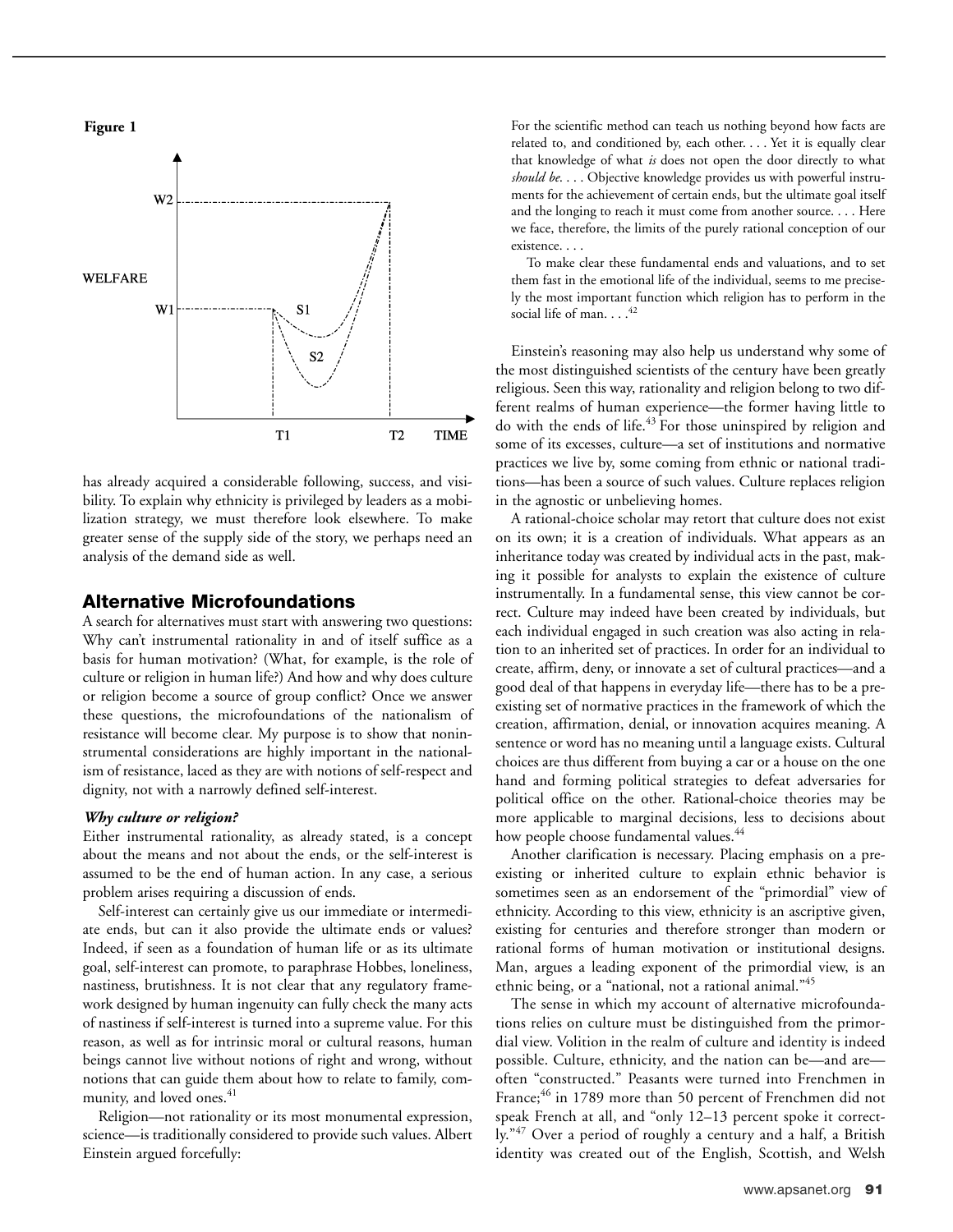**Figure 1**

WELFARE

W2

W1

S1

S2

T1

T2

TIME

has already acquired a considerable following, success, and visibility. To explain why ethnicity is privileged by leaders as a mobilization strategy, we must therefore look elsewhere. To make greater sense of the supply side of the story, we perhaps need an analysis of the demand side as well.

## Alternative Microfoundations

A search for alternatives must start with answering two questions: Why can't instrumental rationality in and of itself suffice as a basis for human motivation? (What, for example, is the role of culture or religion in human life?) And how and why does culture or religion become a source of group conflict? Once we answer these questions, the microfoundations of the nationalism of resistance will become clear. My purpose is to show that noninstrumental considerations are highly important in the nationalism of resistance, laced as they are with notions of self-respect and dignity, not with a narrowly defined self-interest.

### *Why culture or religion?*

Either instrumental rationality, as already stated, is a concept about the means and not about the ends, or the self-interest is assumed to be the end of human action. In any case, a serious problem arises requiring a discussion of ends.

Self-interest can certainly give us our immediate or intermediate ends, but can it also provide the ultimate ends or values? Indeed, if seen as a foundation of human life or as its ultimate goal, self-interest can promote, to paraphrase Hobbes, loneliness, nastiness, brutishness. It is not clear that any regulatory framework designed by human ingenuity can fully check the many acts of nastiness if self-interest is turned into a supreme value. For this reason, as well as for intrinsic moral or cultural reasons, human beings cannot live without notions of right and wrong, without notions that can guide them about how to relate to family, community, and loved ones.[41]

Religion—not rationality or its most monumental expression, science—is traditionally considered to provide such values. Albert Einstein argued forcefully:

> For the scientific method can teach us nothing beyond how facts are related to, and conditioned by, each other. . . . Yet it is equally clear that knowledge of what *is* does not open the door directly to what *should be*. . . . Objective knowledge provides us with powerful instruments for the achievement of certain ends, but the ultimate goal itself and the longing to reach it must come from another source. . . . Here we face, therefore, the limits of the purely rational conception of our existence. . . .
>
> To make clear these fundamental ends and valuations, and to set them fast in the emotional life of the individual, seems to me precisely the most important function which religion has to perform in the social life of man. . . .[42]

Einstein's reasoning may also help us understand why some of the most distinguished scientists of the century have been greatly religious. Seen this way, rationality and religion belong to two different realms of human experience—the former having little to do with the ends of life.[43] For those uninspired by religion and some of its excesses, culture—a set of institutions and normative practices we live by, some coming from ethnic or national traditions—has been a source of such values. Culture replaces religion in the agnostic or unbelieving homes.

A rational-choice scholar may retort that culture does not exist on its own; it is a creation of individuals. What appears as an inheritance today was created by individual acts in the past, making it possible for analysts to explain the existence of culture instrumentally. In a fundamental sense, this view cannot be correct. Culture may indeed have been created by individuals, but each individual engaged in such creation was also acting in relation to an inherited set of practices. In order for an individual to create, affirm, deny, or innovate a set of cultural practices—and a good deal of that happens in everyday life—there has to be a preexisting set of normative practices in the framework of which the creation, affirmation, denial, or innovation acquires meaning. A sentence or word has no meaning until a language exists. Cultural choices are thus different from buying a car or a house on the one hand and forming political strategies to defeat adversaries for political office on the other. Rational-choice theories may be more applicable to marginal decisions, less to decisions about how people choose fundamental values.[44]

Another clarification is necessary. Placing emphasis on a preexisting or inherited culture to explain ethnic behavior is sometimes seen as an endorsement of the "primordial" view of ethnicity. According to this view, ethnicity is an ascriptive given, existing for centuries and therefore stronger than modern or rational forms of human motivation or institutional designs. Man, argues a leading exponent of the primordial view, is an ethnic being, or a "national, not a rational animal."[45]

The sense in which my account of alternative microfoundations relies on culture must be distinguished from the primordial view. Volition in the realm of culture and identity is indeed possible. Culture, ethnicity, and the nation can be—and are—often "constructed." Peasants were turned into Frenchmen in France;[46] in 1789 more than 50 percent of Frenchmen did not speak French at all, and "only 12–13 percent spoke it correctly."[47] Over a period of roughly a century and a half, a British identity was created out of the English, Scottish, and Welsh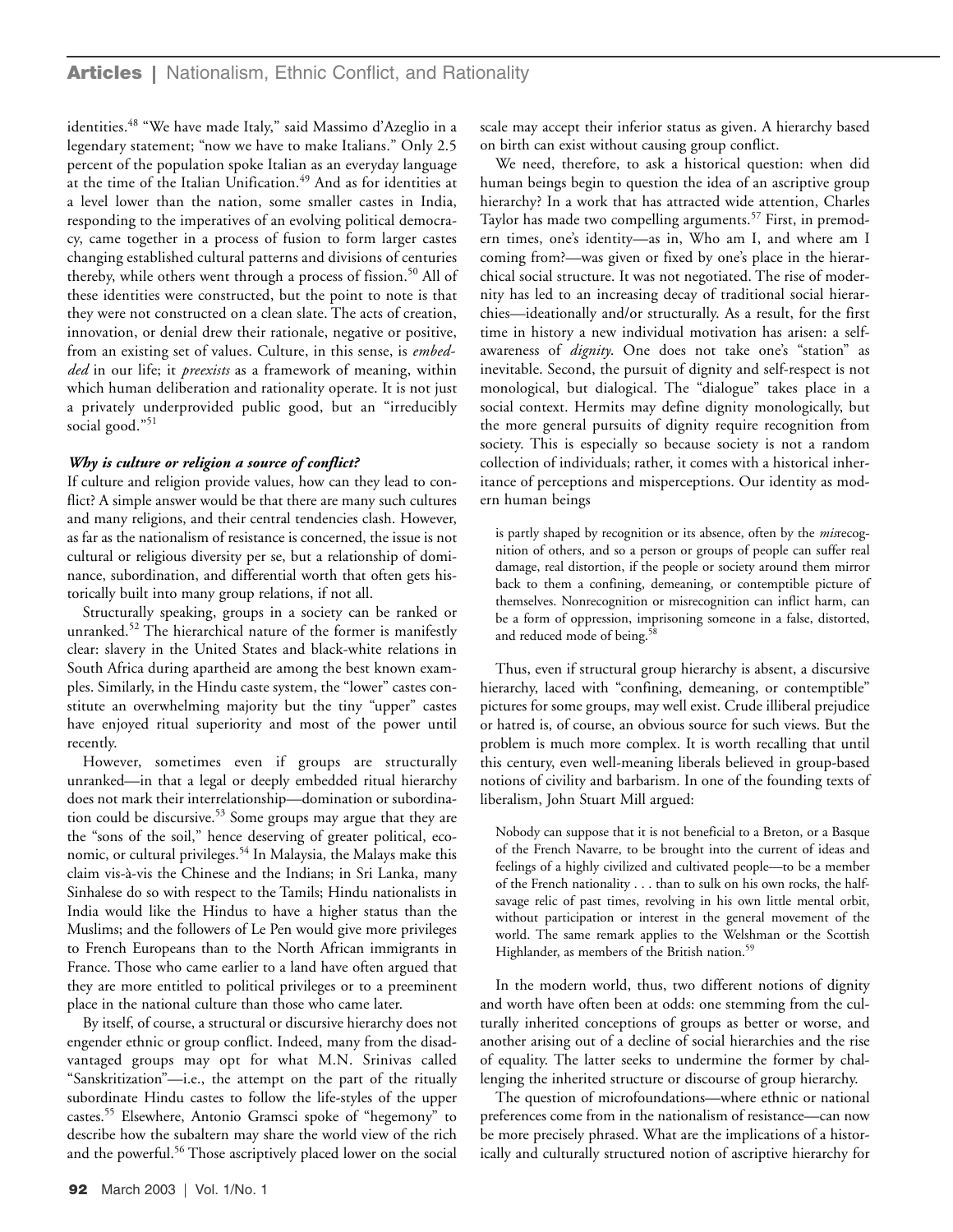identities.[48] "We have made Italy," said Massimo d'Azeglio in a legendary statement; "now we have to make Italians." Only 2.5 percent of the population spoke Italian as an everyday language at the time of the Italian Unification.[49] And as for identities at a level lower than the nation, some smaller castes in India, responding to the imperatives of an evolving political democracy, came together in a process of fusion to form larger castes changing established cultural patterns and divisions of centuries thereby, while others went through a process of fission.[50] All of these identities were constructed, but the point to note is that they were not constructed on a clean slate. The acts of creation, innovation, or denial drew their rationale, negative or positive, from an existing set of values. Culture, in this sense, is *embedded* in our life; it *preexists* as a framework of meaning, within which human deliberation and rationality operate. It is not just a privately underprovided public good, but an "irreducibly social good."[51]

### *Why is culture or religion a source of conflict?*

If culture and religion provide values, how can they lead to conflict? A simple answer would be that there are many such cultures and many religions, and their central tendencies clash. However, as far as the nationalism of resistance is concerned, the issue is not cultural or religious diversity per se, but a relationship of dominance, subordination, and differential worth that often gets historically built into many group relations, if not all.

Structurally speaking, groups in a society can be ranked or unranked.[52] The hierarchical nature of the former is manifestly clear: slavery in the United States and black-white relations in South Africa during apartheid are among the best known examples. Similarly, in the Hindu caste system, the "lower" castes constitute an overwhelming majority but the tiny "upper" castes have enjoyed ritual superiority and most of the power until recently.

However, sometimes even if groups are structurally unranked—in that a legal or deeply embedded ritual hierarchy does not mark their interrelationship—domination or subordination could be discursive.[53] Some groups may argue that they are the "sons of the soil," hence deserving of greater political, economic, or cultural privileges.[54] In Malaysia, the Malays make this claim vis-à-vis the Chinese and the Indians; in Sri Lanka, many Sinhalese do so with respect to the Tamils; Hindu nationalists in India would like the Hindus to have a higher status than the Muslims; and the followers of Le Pen would give more privileges to French Europeans than to the North African immigrants in France. Those who came earlier to a land have often argued that they are more entitled to political privileges or to a preeminent place in the national culture than those who came later.

By itself, of course, a structural or discursive hierarchy does not engender ethnic or group conflict. Indeed, many from the disadvantaged groups may opt for what M.N. Srinivas called "Sanskritization"—i.e., the attempt on the part of the ritually subordinate Hindu castes to follow the life-styles of the upper castes.[55] Elsewhere, Antonio Gramsci spoke of "hegemony" to describe how the subaltern may share the world view of the rich and the powerful.[56] Those ascriptively placed lower on the social scale may accept their inferior status as given. A hierarchy based on birth can exist without causing group conflict.

We need, therefore, to ask a historical question: when did human beings begin to question the idea of an ascriptive group hierarchy? In a work that has attracted wide attention, Charles Taylor has made two compelling arguments.[57] First, in premodern times, one's identity—as in, Who am I, and where am I coming from?—was given or fixed by one's place in the hierarchical social structure. It was not negotiated. The rise of modernity has led to an increasing decay of traditional social hierarchies—ideationally and/or structurally. As a result, for the first time in history a new individual motivation has arisen: a self-awareness of *dignity*. One does not take one's "station" as inevitable. Second, the pursuit of dignity and self-respect is not monological, but dialogical. The "dialogue" takes place in a social context. Hermits may define dignity monologically, but the more general pursuits of dignity require recognition from society. This is especially so because society is not a random collection of individuals; rather, it comes with a historical inheritance of perceptions and misperceptions. Our identity as modern human beings

> is partly shaped by recognition or its absence, often by the *mis*recognition of others, and so a person or groups of people can suffer real damage, real distortion, if the people or society around them mirror back to them a confining, demeaning, or contemptible picture of themselves. Nonrecognition or misrecognition can inflict harm, can be a form of oppression, imprisoning someone in a false, distorted, and reduced mode of being.[58]

Thus, even if structural group hierarchy is absent, a discursive hierarchy, laced with "confining, demeaning, or contemptible" pictures for some groups, may well exist. Crude illiberal prejudice or hatred is, of course, an obvious source for such views. But the problem is much more complex. It is worth recalling that until this century, even well-meaning liberals believed in group-based notions of civility and barbarism. In one of the founding texts of liberalism, John Stuart Mill argued:

> Nobody can suppose that it is not beneficial to a Breton, or a Basque of the French Navarre, to be brought into the current of ideas and feelings of a highly civilized and cultivated people—to be a member of the French nationality . . . than to sulk on his own rocks, the half-savage relic of past times, revolving in his own little mental orbit, without participation or interest in the general movement of the world. The same remark applies to the Welshman or the Scottish Highlander, as members of the British nation.[59]

In the modern world, thus, two different notions of dignity and worth have often been at odds: one stemming from the culturally inherited conceptions of groups as better or worse, and another arising out of a decline of social hierarchies and the rise of equality. The latter seeks to undermine the former by challenging the inherited structure or discourse of group hierarchy.

The question of microfoundations—where ethnic or national preferences come from in the nationalism of resistance—can now be more precisely phrased. What are the implications of a historically and culturally structured notion of ascriptive hierarchy for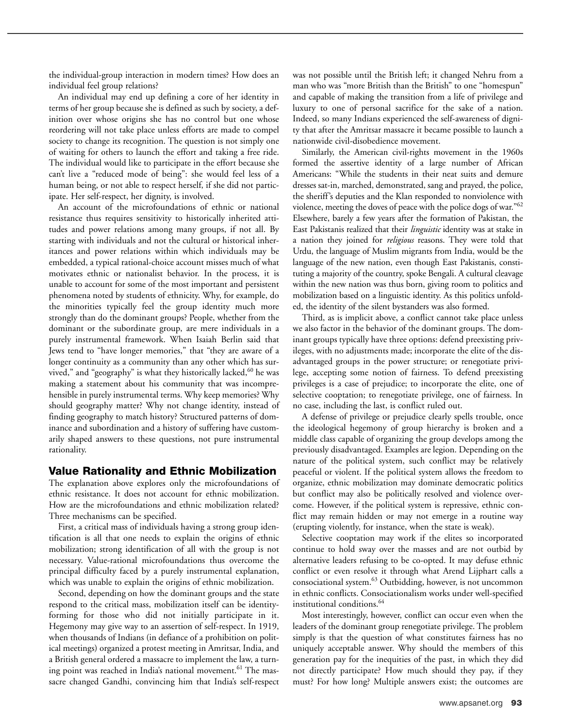the individual-group interaction in modern times? How does an individual feel group relations?

An individual may end up defining a core of her identity in terms of her group because she is defined as such by society, a definition over whose origins she has no control but one whose reordering will not take place unless efforts are made to compel society to change its recognition. The question is not simply one of waiting for others to launch the effort and taking a free ride. The individual would like to participate in the effort because she can't live a "reduced mode of being": she would feel less of a human being, or not able to respect herself, if she did not participate. Her self-respect, her dignity, is involved.

An account of the microfoundations of ethnic or national resistance thus requires sensitivity to historically inherited attitudes and power relations among many groups, if not all. By starting with individuals and not the cultural or historical inheritances and power relations within which individuals may be embedded, a typical rational-choice account misses much of what motivates ethnic or nationalist behavior. In the process, it is unable to account for some of the most important and persistent phenomena noted by students of ethnicity. Why, for example, do the minorities typically feel the group identity much more strongly than do the dominant groups? People, whether from the dominant or the subordinate group, are mere individuals in a purely instrumental framework. When Isaiah Berlin said that Jews tend to "have longer memories," that "they are aware of a longer continuity as a community than any other which has survived," and "geography" is what they historically lacked,[60] he was making a statement about his community that was incomprehensible in purely instrumental terms. Why keep memories? Why should geography matter? Why not change identity, instead of finding geography to match history? Structured patterns of dominance and subordination and a history of suffering have customarily shaped answers to these questions, not pure instrumental rationality.

## Value Rationality and Ethnic Mobilization

The explanation above explores only the microfoundations of ethnic resistance. It does not account for ethnic mobilization. How are the microfoundations and ethnic mobilization related? Three mechanisms can be specified.

First, a critical mass of individuals having a strong group identification is all that one needs to explain the origins of ethnic mobilization; strong identification of all with the group is not necessary. Value-rational microfoundations thus overcome the principal difficulty faced by a purely instrumental explanation, which was unable to explain the origins of ethnic mobilization.

Second, depending on how the dominant groups and the state respond to the critical mass, mobilization itself can be identity-forming for those who did not initially participate in it. Hegemony may give way to an assertion of self-respect. In 1919, when thousands of Indians (in defiance of a prohibition on political meetings) organized a protest meeting in Amritsar, India, and a British general ordered a massacre to implement the law, a turning point was reached in India's national movement.[61] The massacre changed Gandhi, convincing him that India's self-respect was not possible until the British left; it changed Nehru from a man who was "more British than the British" to one "homespun" and capable of making the transition from a life of privilege and luxury to one of personal sacrifice for the sake of a nation. Indeed, so many Indians experienced the self-awareness of dignity that after the Amritsar massacre it became possible to launch a nationwide civil-disobedience movement.

Similarly, the American civil-rights movement in the 1960s formed the assertive identity of a large number of African Americans: "While the students in their neat suits and demure dresses sat-in, marched, demonstrated, sang and prayed, the police, the sheriff's deputies and the Klan responded to nonviolence with violence, meeting the doves of peace with the police dogs of war."[62] Elsewhere, barely a few years after the formation of Pakistan, the East Pakistanis realized that their *linguistic* identity was at stake in a nation they joined for *religious* reasons. They were told that Urdu, the language of Muslim migrants from India, would be the language of the new nation, even though East Pakistanis, constituting a majority of the country, spoke Bengali. A cultural cleavage within the new nation was thus born, giving room to politics and mobilization based on a linguistic identity. As this politics unfolded, the identity of the silent bystanders was also formed.

Third, as is implicit above, a conflict cannot take place unless we also factor in the behavior of the dominant groups. The dominant groups typically have three options: defend preexisting privileges, with no adjustments made; incorporate the elite of the disadvantaged groups in the power structure; or renegotiate privilege, accepting some notion of fairness. To defend preexisting privileges is a case of prejudice; to incorporate the elite, one of selective cooptation; to renegotiate privilege, one of fairness. In no case, including the last, is conflict ruled out.

A defense of privilege or prejudice clearly spells trouble, once the ideological hegemony of group hierarchy is broken and a middle class capable of organizing the group develops among the previously disadvantaged. Examples are legion. Depending on the nature of the political system, such conflict may be relatively peaceful or violent. If the political system allows the freedom to organize, ethnic mobilization may dominate democratic politics but conflict may also be politically resolved and violence overcome. However, if the political system is repressive, ethnic conflict may remain hidden or may not emerge in a routine way (erupting violently, for instance, when the state is weak).

Selective cooptation may work if the elites so incorporated continue to hold sway over the masses and are not outbid by alternative leaders refusing to be co-opted. It may defuse ethnic conflict or even resolve it through what Arend Lijphart calls a consociational system.[63] Outbidding, however, is not uncommon in ethnic conflicts. Consociationalism works under well-specified institutional conditions.[64]

Most interestingly, however, conflict can occur even when the leaders of the dominant group renegotiate privilege. The problem simply is that the question of what constitutes fairness has no uniquely acceptable answer. Why should the members of this generation pay for the inequities of the past, in which they did not directly participate? How much should they pay, if they must? For how long? Multiple answers exist; the outcomes are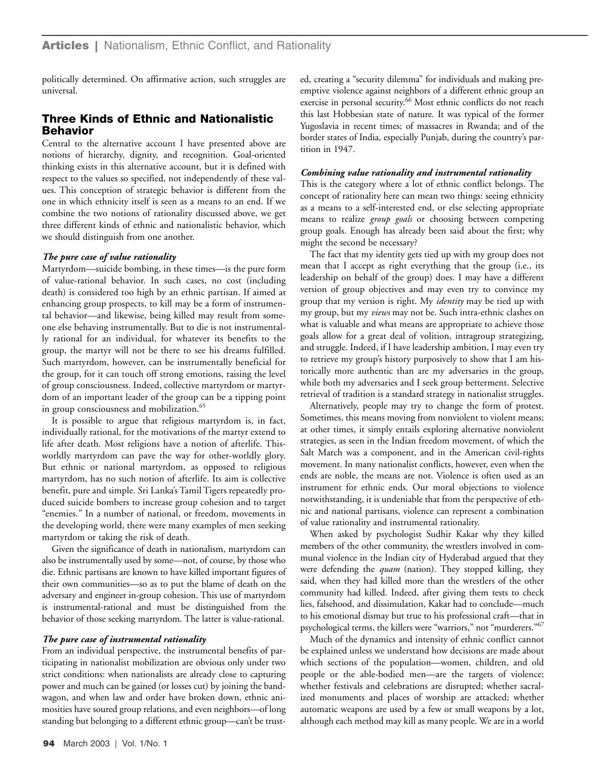politically determined. On affirmative action, such struggles are universal.

## Three Kinds of Ethnic and Nationalistic Behavior

Central to the alternative account I have presented above are notions of hierarchy, dignity, and recognition. Goal-oriented thinking exists in this alternative account, but it is defined with respect to the values so specified, not independently of these values. This conception of strategic behavior is different from the one in which ethnicity itself is seen as a means to an end. If we combine the two notions of rationality discussed above, we get three different kinds of ethnic and nationalistic behavior, which we should distinguish from one another.

### *The pure case of value rationality*

Martyrdom—suicide bombing, in these times—is the pure form of value-rational behavior. In such cases, no cost (including death) is considered too high by an ethnic partisan. If aimed at enhancing group prospects, to kill may be a form of instrumental behavior—and likewise, being killed may result from someone else behaving instrumentally. But to die is not instrumentally rational for an individual, for whatever its benefits to the group, the martyr will not be there to see his dreams fulfilled. Such martyrdom, however, can be instrumentally beneficial for the group, for it can touch off strong emotions, raising the level of group consciousness. Indeed, collective martyrdom or martyrdom of an important leader of the group can be a tipping point in group consciousness and mobilization.[65]

It is possible to argue that religious martyrdom is, in fact, individually rational, for the motivations of the martyr extend to life after death. Most religions have a notion of afterlife. This-worldly martyrdom can pave the way for other-worldly glory. But ethnic or national martyrdom, as opposed to religious martyrdom, has no such notion of afterlife. Its aim is collective benefit, pure and simple. Sri Lanka's Tamil Tigers repeatedly produced suicide bombers to increase group cohesion and to target "enemies." In a number of national, or freedom, movements in the developing world, there were many examples of men seeking martyrdom or taking the risk of death.

Given the significance of death in nationalism, martyrdom can also be instrumentally used by some—not, of course, by those who die. Ethnic partisans are known to have killed important figures of their own communities—so as to put the blame of death on the adversary and engineer in-group cohesion. This use of martyrdom is instrumental-rational and must be distinguished from the behavior of those seeking martyrdom. The latter is value-rational.

### *The pure case of instrumental rationality*

From an individual perspective, the instrumental benefits of participating in nationalist mobilization are obvious only under two strict conditions: when nationalists are already close to capturing power and much can be gained (or losses cut) by joining the bandwagon, and when law and order have broken down, ethnic animosities have soured group relations, and even neighbors—of long standing but belonging to a different ethnic group—can't be trusted, creating a "security dilemma" for individuals and making preemptive violence against neighbors of a different ethnic group an exercise in personal security.[66] Most ethnic conflicts do not reach this last Hobbesian state of nature. It was typical of the former Yugoslavia in recent times; of massacres in Rwanda; and of the border states of India, especially Punjab, during the country's partition in 1947.

### *Combining value rationality and instrumental rationality*

This is the category where a lot of ethnic conflict belongs. The concept of rationality here can mean two things: seeing ethnicity as a means to a self-interested end, or else selecting appropriate means to realize *group goals* or choosing between competing group goals. Enough has already been said about the first; why might the second be necessary?

The fact that my identity gets tied up with my group does not mean that I accept as right everything that the group (i.e., its leadership on behalf of the group) does. I may have a different version of group objectives and may even try to convince my group that my version is right. My *identity* may be tied up with my group, but my *views* may not be. Such intra-ethnic clashes on what is valuable and what means are appropriate to achieve those goals allow for a great deal of volition, intragroup strategizing, and struggle. Indeed, if I have leadership ambition, I may even try to retrieve my group's history purposively to show that I am historically more authentic than are my adversaries in the group, while both my adversaries and I seek group betterment. Selective retrieval of tradition is a standard strategy in nationalist struggles.

Alternatively, people may try to change the form of protest. Sometimes, this means moving from nonviolent to violent means; at other times, it simply entails exploring alternative nonviolent strategies, as seen in the Indian freedom movement, of which the Salt March was a component, and in the American civil-rights movement. In many nationalist conflicts, however, even when the ends are noble, the means are not. Violence is often used as an instrument for ethnic ends. Our moral objections to violence notwithstanding, it is undeniable that from the perspective of ethnic and national partisans, violence can represent a combination of value rationality and instrumental rationality.

When asked by psychologist Sudhir Kakar why they killed members of the other community, the wrestlers involved in communal violence in the Indian city of Hyderabad argued that they were defending the *quam* (nation). They stopped killing, they said, when they had killed more than the wrestlers of the other community had killed. Indeed, after giving them tests to check lies, falsehood, and dissimulation, Kakar had to conclude—much to his emotional dismay but true to his professional craft—that in psychological terms, the killers were "warriors," not "murderers."[67]

Much of the dynamics and intensity of ethnic conflict cannot be explained unless we understand how decisions are made about which sections of the population—women, children, and old people or the able-bodied men—are the targets of violence; whether festivals and celebrations are disrupted; whether sacralized monuments and places of worship are attacked; whether automatic weapons are used by a few or small weapons by a lot, although each method may kill as many people. We are in a world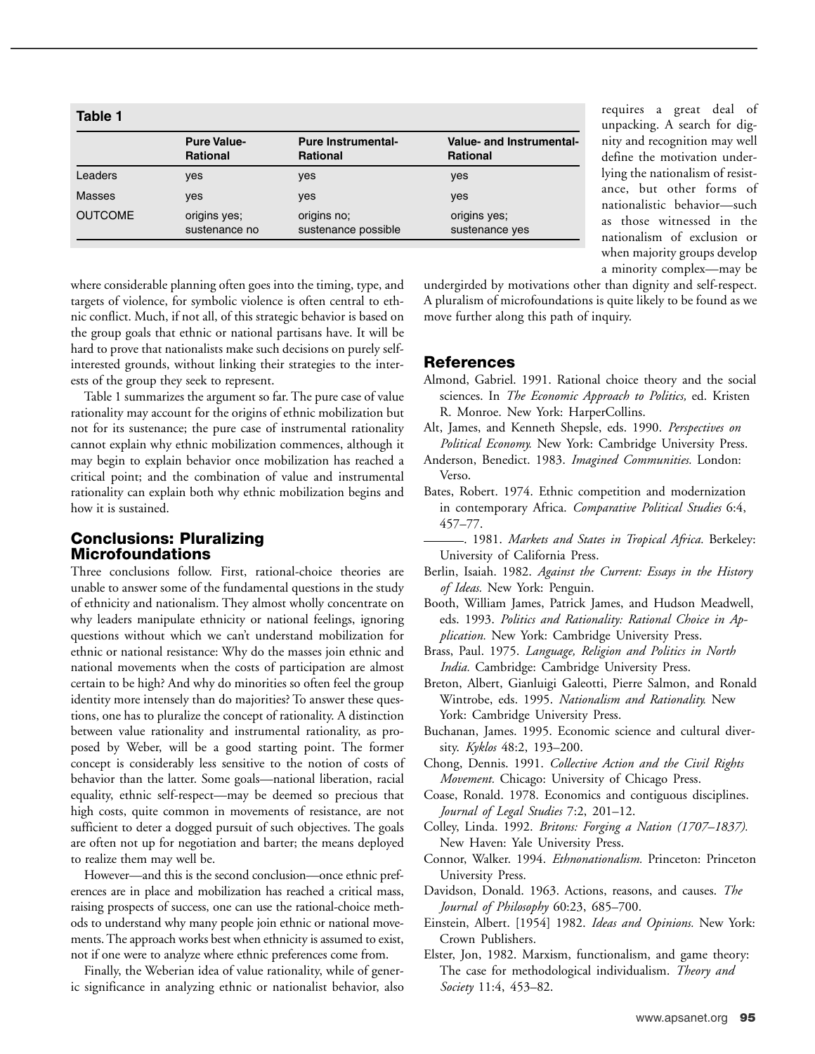**Table 1**

| | Pure Value-Rational | Pure Instrumental-Rational | Value- and Instrumental-Rational |
|---|---|---|---|
| Leaders | yes | yes | yes |
| Masses | yes | yes | yes |
| OUTCOME | origins yes; sustenance no | origins no; sustenance possible | origins yes; sustenance yes |

where considerable planning often goes into the timing, type, and targets of violence, for symbolic violence is often central to ethnic conflict. Much, if not all, of this strategic behavior is based on the group goals that ethnic or national partisans have. It will be hard to prove that nationalists make such decisions on purely self-interested grounds, without linking their strategies to the interests of the group they seek to represent.

Table 1 summarizes the argument so far. The pure case of value rationality may account for the origins of ethnic mobilization but not for its sustenance; the pure case of instrumental rationality cannot explain why ethnic mobilization commences, although it may begin to explain behavior once mobilization has reached a critical point; and the combination of value and instrumental rationality can explain both why ethnic mobilization begins and how it is sustained.

## Conclusions: Pluralizing Microfoundations

Three conclusions follow. First, rational-choice theories are unable to answer some of the fundamental questions in the study of ethnicity and nationalism. They almost wholly concentrate on why leaders manipulate ethnicity or national feelings, ignoring questions without which we can't understand mobilization for ethnic or national resistance: Why do the masses join ethnic and national movements when the costs of participation are almost certain to be high? And why do minorities so often feel the group identity more intensely than do majorities? To answer these questions, one has to pluralize the concept of rationality. A distinction between value rationality and instrumental rationality, as proposed by Weber, will be a good starting point. The former concept is considerably less sensitive to the notion of costs of behavior than the latter. Some goals—national liberation, racial equality, ethnic self-respect—may be deemed so precious that high costs, quite common in movements of resistance, are not sufficient to deter a dogged pursuit of such objectives. The goals are often not up for negotiation and barter; the means deployed to realize them may well be.

However—and this is the second conclusion—once ethnic preferences are in place and mobilization has reached a critical mass, raising prospects of success, one can use the rational-choice methods to understand why many people join ethnic or national movements. The approach works best when ethnicity is assumed to exist, not if one were to analyze where ethnic preferences come from.

Finally, the Weberian idea of value rationality, while of generic significance in analyzing ethnic or nationalist behavior, also requires a great deal of unpacking. A search for dignity and recognition may well define the motivation underlying the nationalism of resistance, but other forms of nationalistic behavior—such as those witnessed in the nationalism of exclusion or when majority groups develop a minority complex—may be undergirded by motivations other than dignity and self-respect. A pluralism of microfoundations is quite likely to be found as we move further along this path of inquiry.

## References

Almond, Gabriel. 1991. Rational choice theory and the social sciences. In *The Economic Approach to Politics,* ed. Kristen R. Monroe. New York: HarperCollins.

Alt, James, and Kenneth Shepsle, eds. 1990. *Perspectives on Political Economy.* New York: Cambridge University Press.

Anderson, Benedict. 1983. *Imagined Communities.* London: Verso.

Bates, Robert. 1974. Ethnic competition and modernization in contemporary Africa. *Comparative Political Studies* 6:4, 457–77.

———. 1981. *Markets and States in Tropical Africa.* Berkeley: University of California Press.

Berlin, Isaiah. 1982. *Against the Current: Essays in the History of Ideas.* New York: Penguin.

Booth, William James, Patrick James, and Hudson Meadwell, eds. 1993. *Politics and Rationality: Rational Choice in Application.* New York: Cambridge University Press.

Brass, Paul. 1975. *Language, Religion and Politics in North India.* Cambridge: Cambridge University Press.

Breton, Albert, Gianluigi Galeotti, Pierre Salmon, and Ronald Wintrobe, eds. 1995. *Nationalism and Rationality.* New York: Cambridge University Press.

Buchanan, James. 1995. Economic science and cultural diversity. *Kyklos* 48:2, 193–200.

Chong, Dennis. 1991. *Collective Action and the Civil Rights Movement.* Chicago: University of Chicago Press.

Coase, Ronald. 1978. Economics and contiguous disciplines. *Journal of Legal Studies* 7:2, 201–12.

Colley, Linda. 1992. *Britons: Forging a Nation (1707–1837).* New Haven: Yale University Press.

Connor, Walker. 1994. *Ethnonationalism.* Princeton: Princeton University Press.

Davidson, Donald. 1963. Actions, reasons, and causes. *The Journal of Philosophy* 60:23, 685–700.

Einstein, Albert. [1954] 1982. *Ideas and Opinions.* New York: Crown Publishers.

Elster, Jon, 1982. Marxism, functionalism, and game theory: The case for methodological individualism. *Theory and Society* 11:4, 453–82.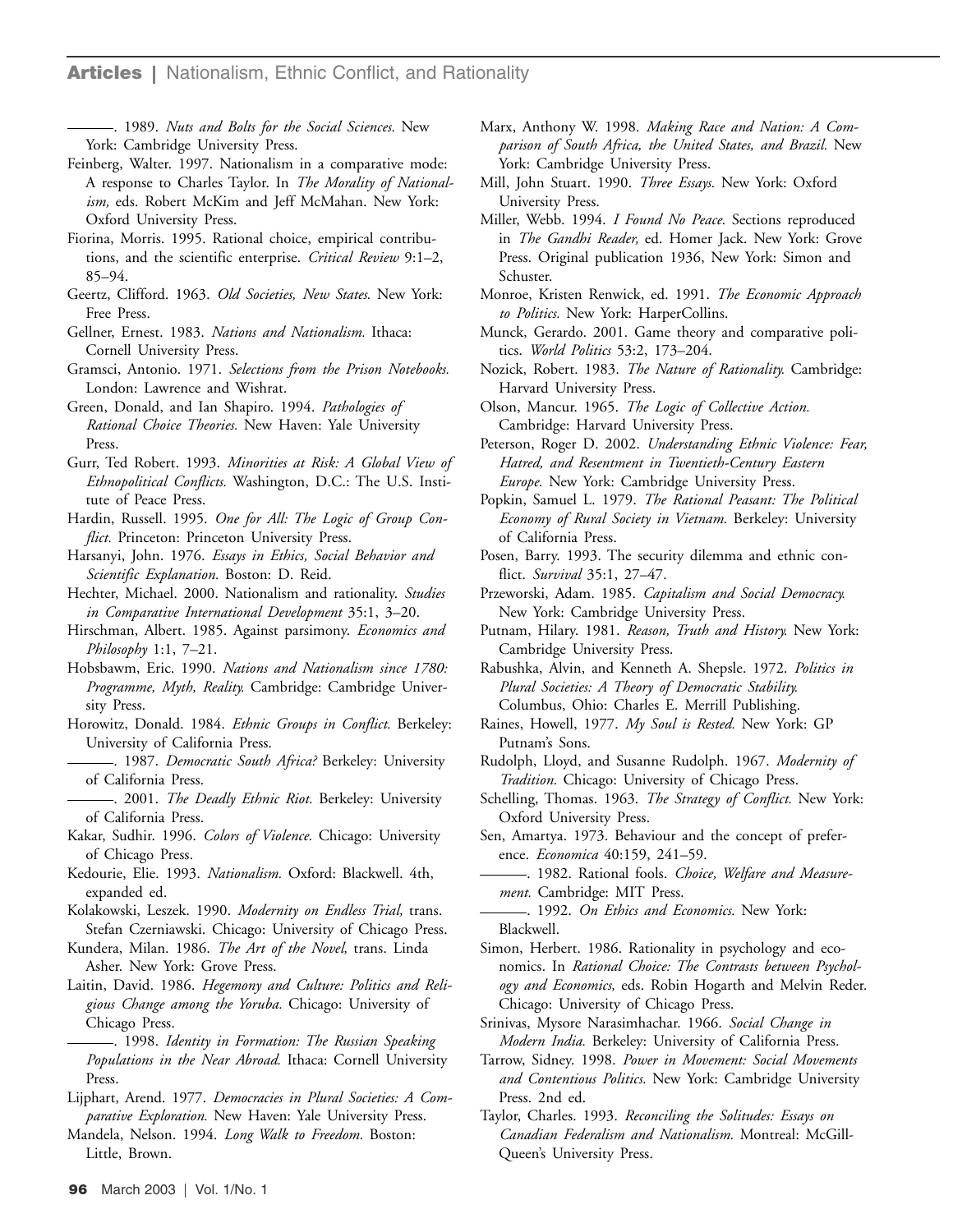———. 1989. *Nuts and Bolts for the Social Sciences.* New York: Cambridge University Press.

Feinberg, Walter. 1997. Nationalism in a comparative mode: A response to Charles Taylor. In *The Morality of Nationalism,* eds. Robert McKim and Jeff McMahan. New York: Oxford University Press.

Fiorina, Morris. 1995. Rational choice, empirical contributions, and the scientific enterprise. *Critical Review* 9:1–2, 85–94.

Geertz, Clifford. 1963. *Old Societies, New States*. New York: Free Press.

Gellner, Ernest. 1983. *Nations and Nationalism.* Ithaca: Cornell University Press.

Gramsci, Antonio. 1971. *Selections from the Prison Notebooks.* London: Lawrence and Wishrat.

Green, Donald, and Ian Shapiro. 1994. *Pathologies of Rational Choice Theories.* New Haven: Yale University Press.

Gurr, Ted Robert. 1993. *Minorities at Risk: A Global View of Ethnopolitical Conflicts.* Washington, D.C.: The U.S. Institute of Peace Press.

Hardin, Russell. 1995. *One for All: The Logic of Group Conflict.* Princeton: Princeton University Press.

Harsanyi, John. 1976. *Essays in Ethics, Social Behavior and Scientific Explanation.* Boston: D. Reid.

Hechter, Michael. 2000. Nationalism and rationality. *Studies in Comparative International Development* 35:1, 3–20.

Hirschman, Albert. 1985. Against parsimony. *Economics and Philosophy* 1:1, 7–21.

Hobsbawm, Eric. 1990. *Nations and Nationalism since 1780: Programme, Myth, Reality.* Cambridge: Cambridge University Press.

Horowitz, Donald. 1984. *Ethnic Groups in Conflict.* Berkeley: University of California Press.

———. 1987. *Democratic South Africa?* Berkeley: University of California Press.

———. 2001. *The Deadly Ethnic Riot.* Berkeley: University of California Press.

Kakar, Sudhir. 1996. *Colors of Violence.* Chicago: University of Chicago Press.

Kedourie, Elie. 1993. *Nationalism.* Oxford: Blackwell. 4th, expanded ed.

Kolakowski, Leszek. 1990. *Modernity on Endless Trial,* trans. Stefan Czerniawski. Chicago: University of Chicago Press.

Kundera, Milan. 1986. *The Art of the Novel,* trans. Linda Asher. New York: Grove Press.

Laitin, David. 1986. *Hegemony and Culture: Politics and Religious Change among the Yoruba.* Chicago: University of Chicago Press.

———. 1998. *Identity in Formation: The Russian Speaking Populations in the Near Abroad.* Ithaca: Cornell University Press.

Lijphart, Arend. 1977. *Democracies in Plural Societies: A Comparative Exploration.* New Haven: Yale University Press.

Mandela, Nelson. 1994. *Long Walk to Freedom.* Boston: Little, Brown.

Marx, Anthony W. 1998. *Making Race and Nation: A Comparison of South Africa, the United States, and Brazil.* New York: Cambridge University Press.

Mill, John Stuart. 1990. *Three Essays.* New York: Oxford University Press.

Miller, Webb. 1994. *I Found No Peace.* Sections reproduced in *The Gandhi Reader,* ed. Homer Jack. New York: Grove Press. Original publication 1936, New York: Simon and Schuster.

Monroe, Kristen Renwick, ed. 1991. *The Economic Approach to Politics.* New York: HarperCollins.

Munck, Gerardo. 2001. Game theory and comparative politics. *World Politics* 53:2, 173–204.

Nozick, Robert. 1983. *The Nature of Rationality.* Cambridge: Harvard University Press.

Olson, Mancur. 1965. *The Logic of Collective Action.* Cambridge: Harvard University Press.

Peterson, Roger D. 2002. *Understanding Ethnic Violence: Fear, Hatred, and Resentment in Twentieth-Century Eastern Europe.* New York: Cambridge University Press.

Popkin, Samuel L. 1979. *The Rational Peasant: The Political Economy of Rural Society in Vietnam.* Berkeley: University of California Press.

Posen, Barry. 1993. The security dilemma and ethnic conflict. *Survival* 35:1, 27–47.

Przeworski, Adam. 1985. *Capitalism and Social Democracy.* New York: Cambridge University Press.

Putnam, Hilary. 1981. *Reason, Truth and History.* New York: Cambridge University Press.

Rabushka, Alvin, and Kenneth A. Shepsle. 1972. *Politics in Plural Societies: A Theory of Democratic Stability.* Columbus, Ohio: Charles E. Merrill Publishing.

Raines, Howell, 1977. *My Soul is Rested.* New York: GP Putnam's Sons.

Rudolph, Lloyd, and Susanne Rudolph. 1967. *Modernity of Tradition.* Chicago: University of Chicago Press.

Schelling, Thomas. 1963. *The Strategy of Conflict.* New York: Oxford University Press.

Sen, Amartya. 1973. Behaviour and the concept of preference. *Economica* 40:159, 241–59.

———. 1982. Rational fools. *Choice, Welfare and Measurement.* Cambridge: MIT Press.

———. 1992. *On Ethics and Economics.* New York: Blackwell.

Simon, Herbert. 1986. Rationality in psychology and economics. In *Rational Choice: The Contrasts between Psychology and Economics,* eds. Robin Hogarth and Melvin Reder. Chicago: University of Chicago Press.

Srinivas, Mysore Narasimhachar. 1966. *Social Change in Modern India.* Berkeley: University of California Press.

Tarrow, Sidney. 1998. *Power in Movement: Social Movements and Contentious Politics.* New York: Cambridge University Press. 2nd ed.

Taylor, Charles. 1993. *Reconciling the Solitudes: Essays on Canadian Federalism and Nationalism.* Montreal: McGill-Queen's University Press.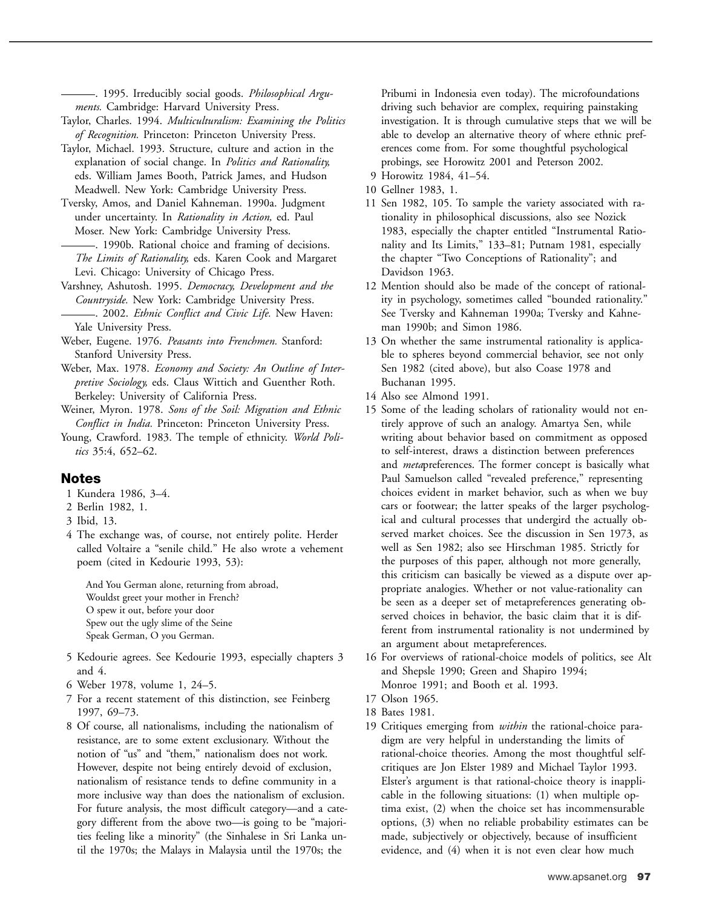———. 1995. Irreducibly social goods. *Philosophical Arguments.* Cambridge: Harvard University Press.

Taylor, Charles. 1994. *Multiculturalism: Examining the Politics of Recognition.* Princeton: Princeton University Press.

Taylor, Michael. 1993. Structure, culture and action in the explanation of social change. In *Politics and Rationality,* eds. William James Booth, Patrick James, and Hudson Meadwell. New York: Cambridge University Press.

Tversky, Amos, and Daniel Kahneman. 1990a. Judgment under uncertainty. In *Rationality in Action,* ed. Paul Moser. New York: Cambridge University Press.

———. 1990b. Rational choice and framing of decisions. *The Limits of Rationality,* eds. Karen Cook and Margaret Levi. Chicago: University of Chicago Press.

Varshney, Ashutosh. 1995. *Democracy, Development and the Countryside.* New York: Cambridge University Press.

———. 2002. *Ethnic Conflict and Civic Life.* New Haven: Yale University Press.

Weber, Eugene. 1976. *Peasants into Frenchmen.* Stanford: Stanford University Press.

Weber, Max. 1978. *Economy and Society: An Outline of Interpretive Sociology,* eds. Claus Wittich and Guenther Roth. Berkeley: University of California Press.

Weiner, Myron. 1978. *Sons of the Soil: Migration and Ethnic Conflict in India.* Princeton: Princeton University Press.

Young, Crawford. 1983. The temple of ethnicity. *World Politics* 35:4, 652–62.

## Notes

1 Kundera 1986, 3–4.

2 Berlin 1982, 1.

3 Ibid, 13.

4 The exchange was, of course, not entirely polite. Herder called Voltaire a "senile child." He also wrote a vehement poem (cited in Kedourie 1993, 53):

> And You German alone, returning from abroad,
> Wouldst greet your mother in French?
> O spew it out, before your door
> Spew out the ugly slime of the Seine
> Speak German, O you German.

5 Kedourie agrees. See Kedourie 1993, especially chapters 3 and 4.

6 Weber 1978, volume 1, 24–5.

7 For a recent statement of this distinction, see Feinberg 1997, 69–73.

8 Of course, all nationalisms, including the nationalism of resistance, are to some extent exclusionary. Without the notion of "us" and "them," nationalism does not work. However, despite not being entirely devoid of exclusion, nationalism of resistance tends to define community in a more inclusive way than does the nationalism of exclusion. For future analysis, the most difficult category—and a category different from the above two—is going to be "majorities feeling like a minority" (the Sinhalese in Sri Lanka until the 1970s; the Malays in Malaysia until the 1970s; the Pribumi in Indonesia even today). The microfoundations driving such behavior are complex, requiring painstaking investigation. It is through cumulative steps that we will be able to develop an alternative theory of where ethnic preferences come from. For some thoughtful psychological probings, see Horowitz 2001 and Peterson 2002.

9 Horowitz 1984, 41–54.

10 Gellner 1983, 1.

11 Sen 1982, 105. To sample the variety associated with rationality in philosophical discussions, also see Nozick 1983, especially the chapter entitled "Instrumental Rationality and Its Limits," 133–81; Putnam 1981, especially the chapter "Two Conceptions of Rationality"; and Davidson 1963.

12 Mention should also be made of the concept of rationality in psychology, sometimes called "bounded rationality." See Tversky and Kahneman 1990a; Tversky and Kahneman 1990b; and Simon 1986.

13 On whether the same instrumental rationality is applicable to spheres beyond commercial behavior, see not only Sen 1982 (cited above), but also Coase 1978 and Buchanan 1995.

14 Also see Almond 1991.

15 Some of the leading scholars of rationality would not entirely approve of such an analogy. Amartya Sen, while writing about behavior based on commitment as opposed to self-interest, draws a distinction between preferences and *meta*preferences. The former concept is basically what Paul Samuelson called "revealed preference," representing choices evident in market behavior, such as when we buy cars or footwear; the latter speaks of the larger psychological and cultural processes that undergird the actually observed market choices. See the discussion in Sen 1973, as well as Sen 1982; also see Hirschman 1985. Strictly for the purposes of this paper, although not more generally, this criticism can basically be viewed as a dispute over appropriate analogies. Whether or not value-rationality can be seen as a deeper set of metapreferences generating observed choices in behavior, the basic claim that it is different from instrumental rationality is not undermined by an argument about metapreferences.

16 For overviews of rational-choice models of politics, see Alt and Shepsle 1990; Green and Shapiro 1994; Monroe 1991; and Booth et al. 1993.

17 Olson 1965.

18 Bates 1981.

19 Critiques emerging from *within* the rational-choice paradigm are very helpful in understanding the limits of rational-choice theories. Among the most thoughtful self-critiques are Jon Elster 1989 and Michael Taylor 1993. Elster's argument is that rational-choice theory is inapplicable in the following situations: (1) when multiple optima exist, (2) when the choice set has incommensurable options, (3) when no reliable probability estimates can be made, subjectively or objectively, because of insufficient evidence, and (4) when it is not even clear how much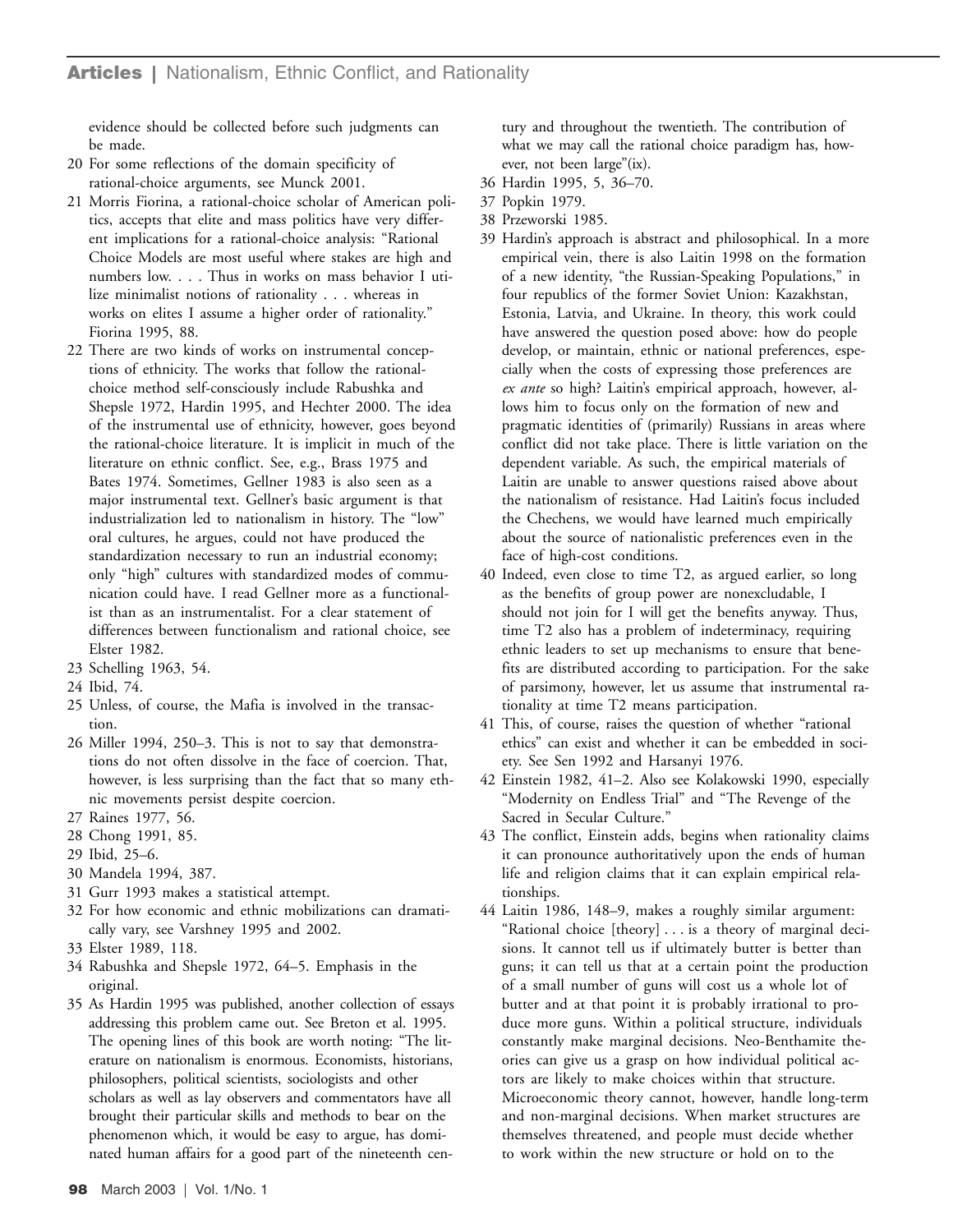evidence should be collected before such judgments can be made.

20 For some reflections of the domain specificity of rational-choice arguments, see Munck 2001.

21 Morris Fiorina, a rational-choice scholar of American politics, accepts that elite and mass politics have very different implications for a rational-choice analysis: "Rational Choice Models are most useful where stakes are high and numbers low. . . . Thus in works on mass behavior I utilize minimalist notions of rationality . . . whereas in works on elites I assume a higher order of rationality." Fiorina 1995, 88.

22 There are two kinds of works on instrumental conceptions of ethnicity. The works that follow the rational-choice method self-consciously include Rabushka and Shepsle 1972, Hardin 1995, and Hechter 2000. The idea of the instrumental use of ethnicity, however, goes beyond the rational-choice literature. It is implicit in much of the literature on ethnic conflict. See, e.g., Brass 1975 and Bates 1974. Sometimes, Gellner 1983 is also seen as a major instrumental text. Gellner's basic argument is that industrialization led to nationalism in history. The "low" oral cultures, he argues, could not have produced the standardization necessary to run an industrial economy; only "high" cultures with standardized modes of communication could have. I read Gellner more as a functionalist than as an instrumentalist. For a clear statement of differences between functionalism and rational choice, see Elster 1982.

23 Schelling 1963, 54.

24 Ibid, 74.

25 Unless, of course, the Mafia is involved in the transaction.

26 Miller 1994, 250–3. This is not to say that demonstrations do not often dissolve in the face of coercion. That, however, is less surprising than the fact that so many ethnic movements persist despite coercion.

27 Raines 1977, 56.

28 Chong 1991, 85.

29 Ibid, 25–6.

30 Mandela 1994, 387.

31 Gurr 1993 makes a statistical attempt.

32 For how economic and ethnic mobilizations can dramatically vary, see Varshney 1995 and 2002.

33 Elster 1989, 118.

34 Rabushka and Shepsle 1972, 64–5. Emphasis in the original.

35 As Hardin 1995 was published, another collection of essays addressing this problem came out. See Breton et al. 1995. The opening lines of this book are worth noting: "The literature on nationalism is enormous. Economists, historians, philosophers, political scientists, sociologists and other scholars as well as lay observers and commentators have all brought their particular skills and methods to bear on the phenomenon which, it would be easy to argue, has dominated human affairs for a good part of the nineteenth century and throughout the twentieth. The contribution of what we may call the rational choice paradigm has, however, not been large"(ix).

36 Hardin 1995, 5, 36–70.

37 Popkin 1979.

38 Przeworski 1985.

39 Hardin's approach is abstract and philosophical. In a more empirical vein, there is also Laitin 1998 on the formation of a new identity, "the Russian-Speaking Populations," in four republics of the former Soviet Union: Kazakhstan, Estonia, Latvia, and Ukraine. In theory, this work could have answered the question posed above: how do people develop, or maintain, ethnic or national preferences, especially when the costs of expressing those preferences are *ex ante* so high? Laitin's empirical approach, however, allows him to focus only on the formation of new and pragmatic identities of (primarily) Russians in areas where conflict did not take place. There is little variation on the dependent variable. As such, the empirical materials of Laitin are unable to answer questions raised above about the nationalism of resistance. Had Laitin's focus included the Chechens, we would have learned much empirically about the source of nationalistic preferences even in the face of high-cost conditions.

40 Indeed, even close to time T2, as argued earlier, so long as the benefits of group power are nonexcludable, I should not join for I will get the benefits anyway. Thus, time T2 also has a problem of indeterminacy, requiring ethnic leaders to set up mechanisms to ensure that benefits are distributed according to participation. For the sake of parsimony, however, let us assume that instrumental rationality at time T2 means participation.

41 This, of course, raises the question of whether "rational ethics" can exist and whether it can be embedded in society. See Sen 1992 and Harsanyi 1976.

42 Einstein 1982, 41–2. Also see Kolakowski 1990, especially "Modernity on Endless Trial" and "The Revenge of the Sacred in Secular Culture."

43 The conflict, Einstein adds, begins when rationality claims it can pronounce authoritatively upon the ends of human life and religion claims that it can explain empirical relationships.

44 Laitin 1986, 148–9, makes a roughly similar argument: "Rational choice [theory] . . . is a theory of marginal decisions. It cannot tell us if ultimately butter is better than guns; it can tell us that at a certain point the production of a small number of guns will cost us a whole lot of butter and at that point it is probably irrational to produce more guns. Within a political structure, individuals constantly make marginal decisions. Neo-Benthamite theories can give us a grasp on how individual political actors are likely to make choices within that structure. Microeconomic theory cannot, however, handle long-term and non-marginal decisions. When market structures are themselves threatened, and people must decide whether to work within the new structure or hold on to the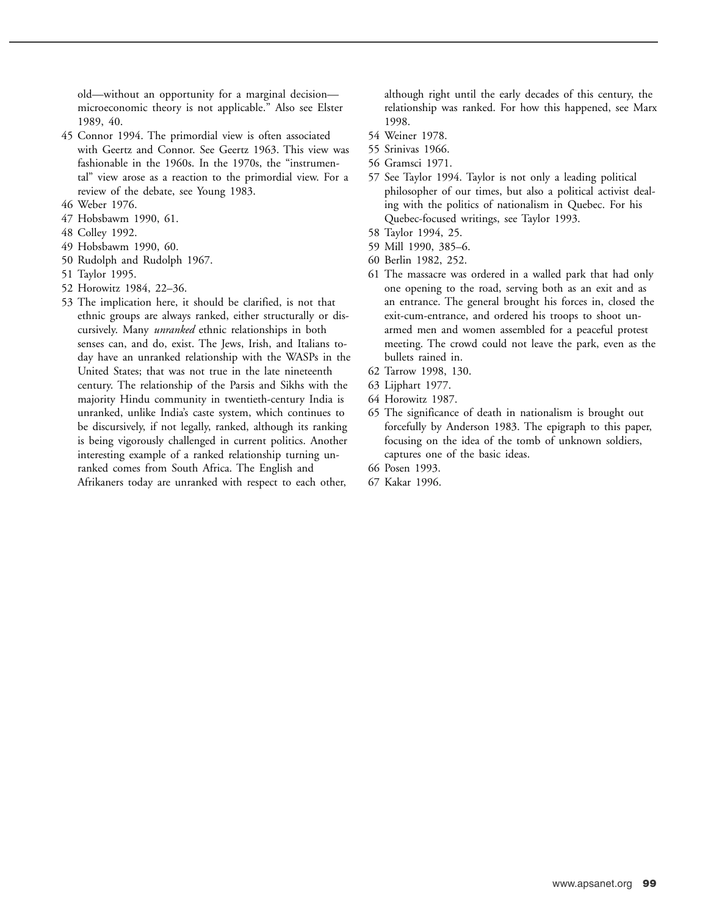old—without an opportunity for a marginal decision—microeconomic theory is not applicable." Also see Elster 1989, 40.

45 Connor 1994. The primordial view is often associated with Geertz and Connor. See Geertz 1963. This view was fashionable in the 1960s. In the 1970s, the "instrumental" view arose as a reaction to the primordial view. For a review of the debate, see Young 1983.

46 Weber 1976.

47 Hobsbawm 1990, 61.

48 Colley 1992.

49 Hobsbawm 1990, 60.

50 Rudolph and Rudolph 1967.

51 Taylor 1995.

52 Horowitz 1984, 22–36.

53 The implication here, it should be clarified, is not that ethnic groups are always ranked, either structurally or discursively. Many *unranked* ethnic relationships in both senses can, and do, exist. The Jews, Irish, and Italians today have an unranked relationship with the WASPs in the United States; that was not true in the late nineteenth century. The relationship of the Parsis and Sikhs with the majority Hindu community in twentieth-century India is unranked, unlike India's caste system, which continues to be discursively, if not legally, ranked, although its ranking is being vigorously challenged in current politics. Another interesting example of a ranked relationship turning unranked comes from South Africa. The English and Afrikaners today are unranked with respect to each other, although right until the early decades of this century, the relationship was ranked. For how this happened, see Marx 1998.

54 Weiner 1978.

55 Srinivas 1966.

56 Gramsci 1971.

57 See Taylor 1994. Taylor is not only a leading political philosopher of our times, but also a political activist dealing with the politics of nationalism in Quebec. For his Quebec-focused writings, see Taylor 1993.

58 Taylor 1994, 25.

59 Mill 1990, 385–6.

60 Berlin 1982, 252.

61 The massacre was ordered in a walled park that had only one opening to the road, serving both as an exit and as an entrance. The general brought his forces in, closed the exit-cum-entrance, and ordered his troops to shoot unarmed men and women assembled for a peaceful protest meeting. The crowd could not leave the park, even as the bullets rained in.

62 Tarrow 1998, 130.

63 Lijphart 1977.

64 Horowitz 1987.

65 The significance of death in nationalism is brought out forcefully by Anderson 1983. The epigraph to this paper, focusing on the idea of the tomb of unknown soldiers, captures one of the basic ideas.

66 Posen 1993.

67 Kakar 1996.